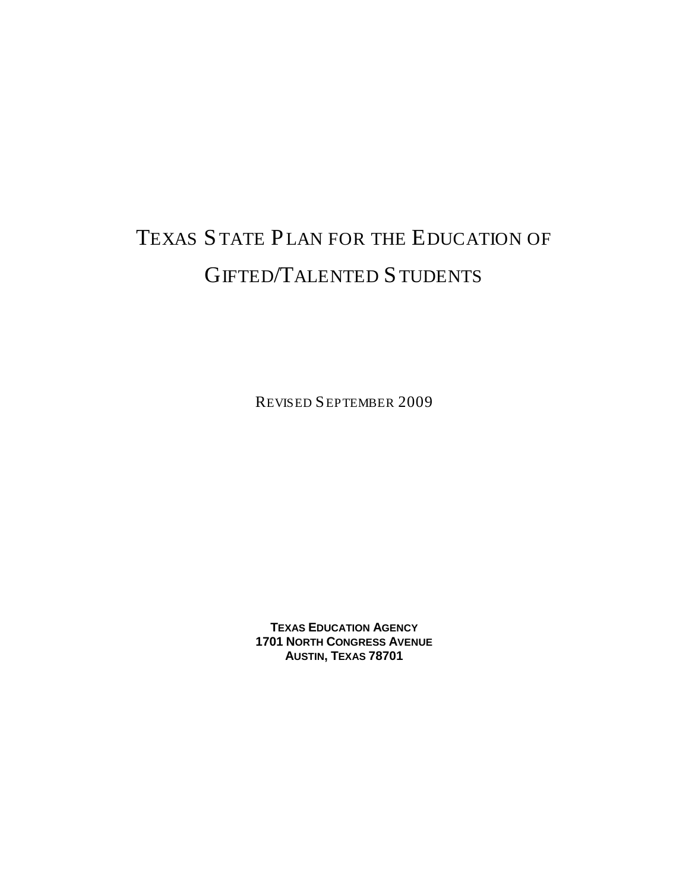# Texas State Plan for the Education of Gifted/Talented Students

Revised September 2009

**Texas Education Agency**
**1701 North Congress Avenue**
**Austin, Texas 78701**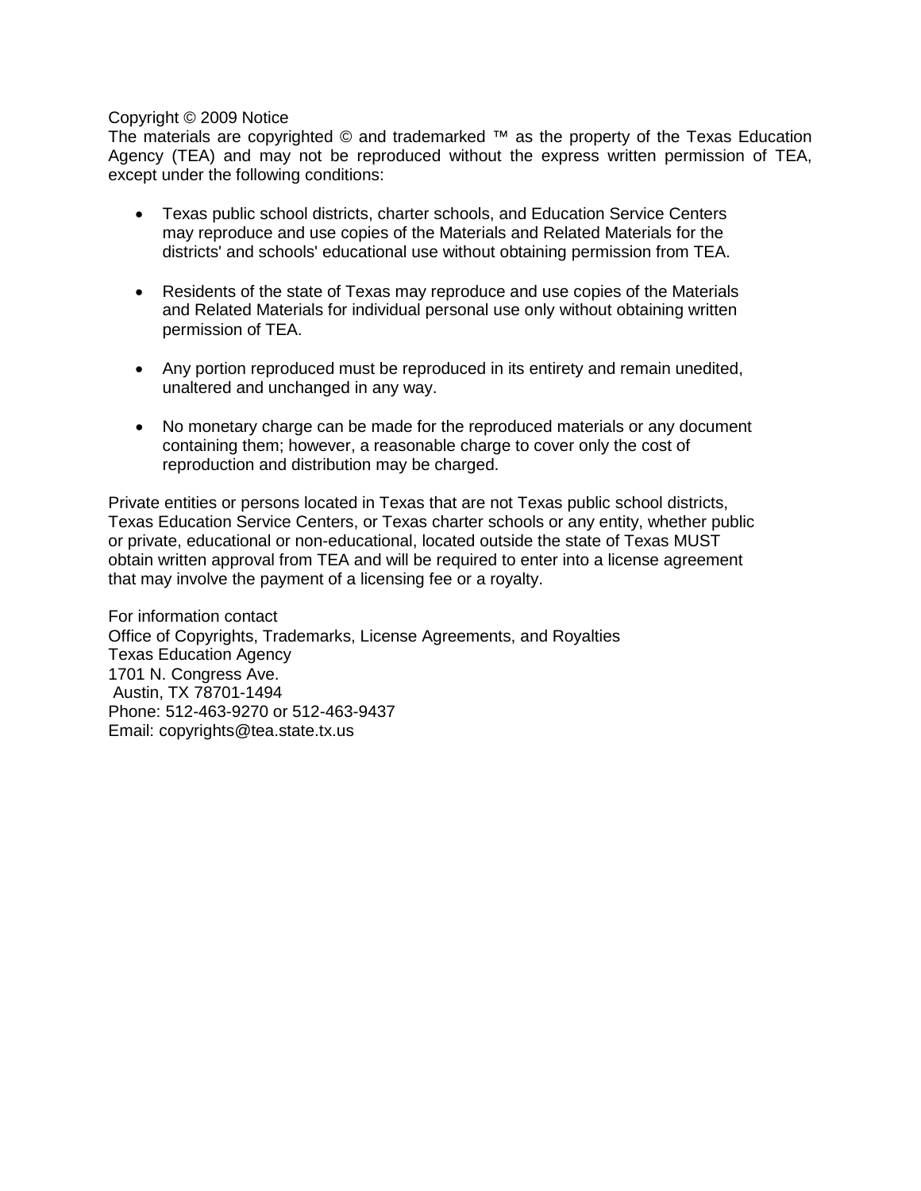Copyright © 2009 Notice
The materials are copyrighted © and trademarked ™ as the property of the Texas Education Agency (TEA) and may not be reproduced without the express written permission of TEA, except under the following conditions:

- Texas public school districts, charter schools, and Education Service Centers may reproduce and use copies of the Materials and Related Materials for the districts' and schools' educational use without obtaining permission from TEA.

- Residents of the state of Texas may reproduce and use copies of the Materials and Related Materials for individual personal use only without obtaining written permission of TEA.

- Any portion reproduced must be reproduced in its entirety and remain unedited, unaltered and unchanged in any way.

- No monetary charge can be made for the reproduced materials or any document containing them; however, a reasonable charge to cover only the cost of reproduction and distribution may be charged.

Private entities or persons located in Texas that are not Texas public school districts, Texas Education Service Centers, or Texas charter schools or any entity, whether public or private, educational or non-educational, located outside the state of Texas MUST obtain written approval from TEA and will be required to enter into a license agreement that may involve the payment of a licensing fee or a royalty.

For information contact
Office of Copyrights, Trademarks, License Agreements, and Royalties
Texas Education Agency
1701 N. Congress Ave.
Austin, TX 78701-1494
Phone: 512-463-9270 or 512-463-9437
Email: copyrights@tea.state.tx.us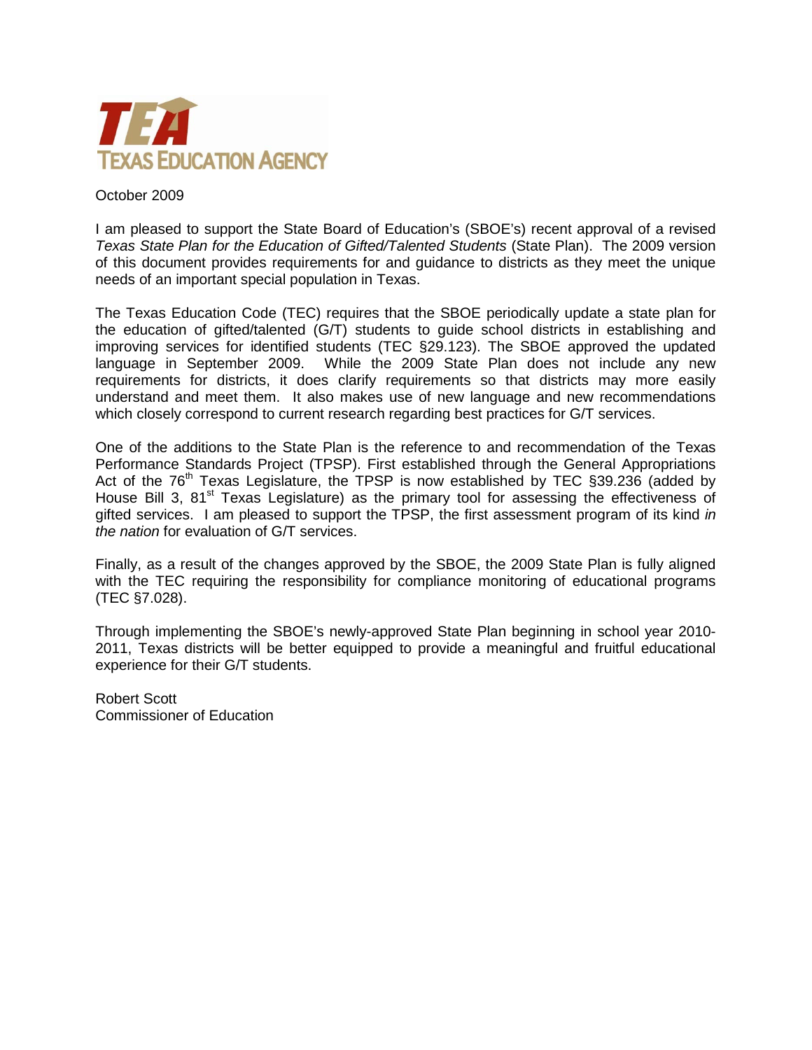TEA
TEXAS EDUCATION AGENCY

October 2009

I am pleased to support the State Board of Education's (SBOE's) recent approval of a revised *Texas State Plan for the Education of Gifted/Talented Students* (State Plan). The 2009 version of this document provides requirements for and guidance to districts as they meet the unique needs of an important special population in Texas.

The Texas Education Code (TEC) requires that the SBOE periodically update a state plan for the education of gifted/talented (G/T) students to guide school districts in establishing and improving services for identified students (TEC §29.123). The SBOE approved the updated language in September 2009. While the 2009 State Plan does not include any new requirements for districts, it does clarify requirements so that districts may more easily understand and meet them. It also makes use of new language and new recommendations which closely correspond to current research regarding best practices for G/T services.

One of the additions to the State Plan is the reference to and recommendation of the Texas Performance Standards Project (TPSP). First established through the General Appropriations Act of the 76th Texas Legislature, the TPSP is now established by TEC §39.236 (added by House Bill 3, 81st Texas Legislature) as the primary tool for assessing the effectiveness of gifted services. I am pleased to support the TPSP, the first assessment program of its kind *in the nation* for evaluation of G/T services.

Finally, as a result of the changes approved by the SBOE, the 2009 State Plan is fully aligned with the TEC requiring the responsibility for compliance monitoring of educational programs (TEC §7.028).

Through implementing the SBOE's newly-approved State Plan beginning in school year 2010-2011, Texas districts will be better equipped to provide a meaningful and fruitful educational experience for their G/T students.

Robert Scott
Commissioner of Education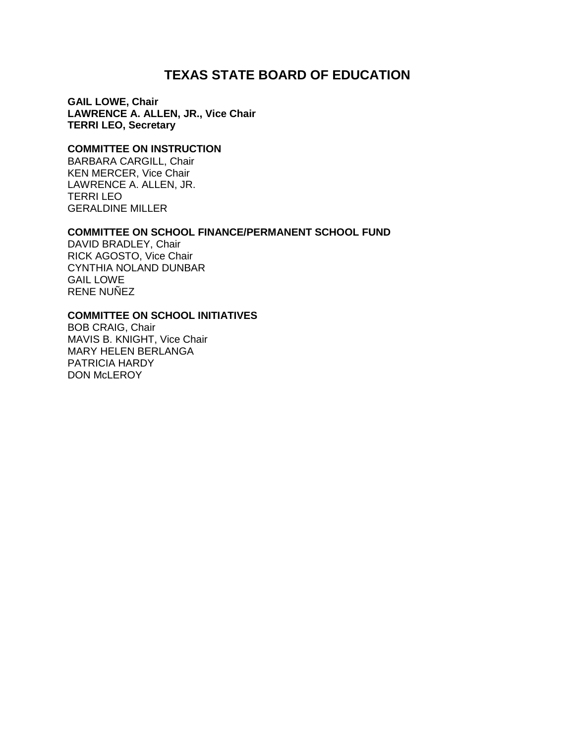# TEXAS STATE BOARD OF EDUCATION

**GAIL LOWE, Chair**
**LAWRENCE A. ALLEN, JR., Vice Chair**
**TERRI LEO, Secretary**

**COMMITTEE ON INSTRUCTION**
BARBARA CARGILL, Chair
KEN MERCER, Vice Chair
LAWRENCE A. ALLEN, JR.
TERRI LEO
GERALDINE MILLER

**COMMITTEE ON SCHOOL FINANCE/PERMANENT SCHOOL FUND**
DAVID BRADLEY, Chair
RICK AGOSTO, Vice Chair
CYNTHIA NOLAND DUNBAR
GAIL LOWE
RENE NUÑEZ

**COMMITTEE ON SCHOOL INITIATIVES**
BOB CRAIG, Chair
MAVIS B. KNIGHT, Vice Chair
MARY HELEN BERLANGA
PATRICIA HARDY
DON McLEROY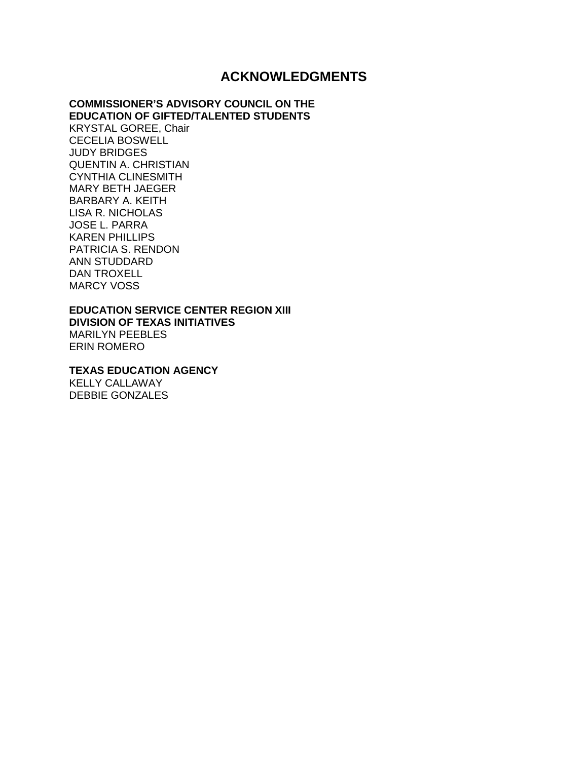# ACKNOWLEDGMENTS

**COMMISSIONER'S ADVISORY COUNCIL ON THE EDUCATION OF GIFTED/TALENTED STUDENTS**

KRYSTAL GOREE, Chair
CECELIA BOSWELL
JUDY BRIDGES
QUENTIN A. CHRISTIAN
CYNTHIA CLINESMITH
MARY BETH JAEGER
BARBARY A. KEITH
LISA R. NICHOLAS
JOSE L. PARRA
KAREN PHILLIPS
PATRICIA S. RENDON
ANN STUDDARD
DAN TROXELL
MARCY VOSS

**EDUCATION SERVICE CENTER REGION XIII DIVISION OF TEXAS INITIATIVES**

MARILYN PEEBLES
ERIN ROMERO

**TEXAS EDUCATION AGENCY**

KELLY CALLAWAY
DEBBIE GONZALES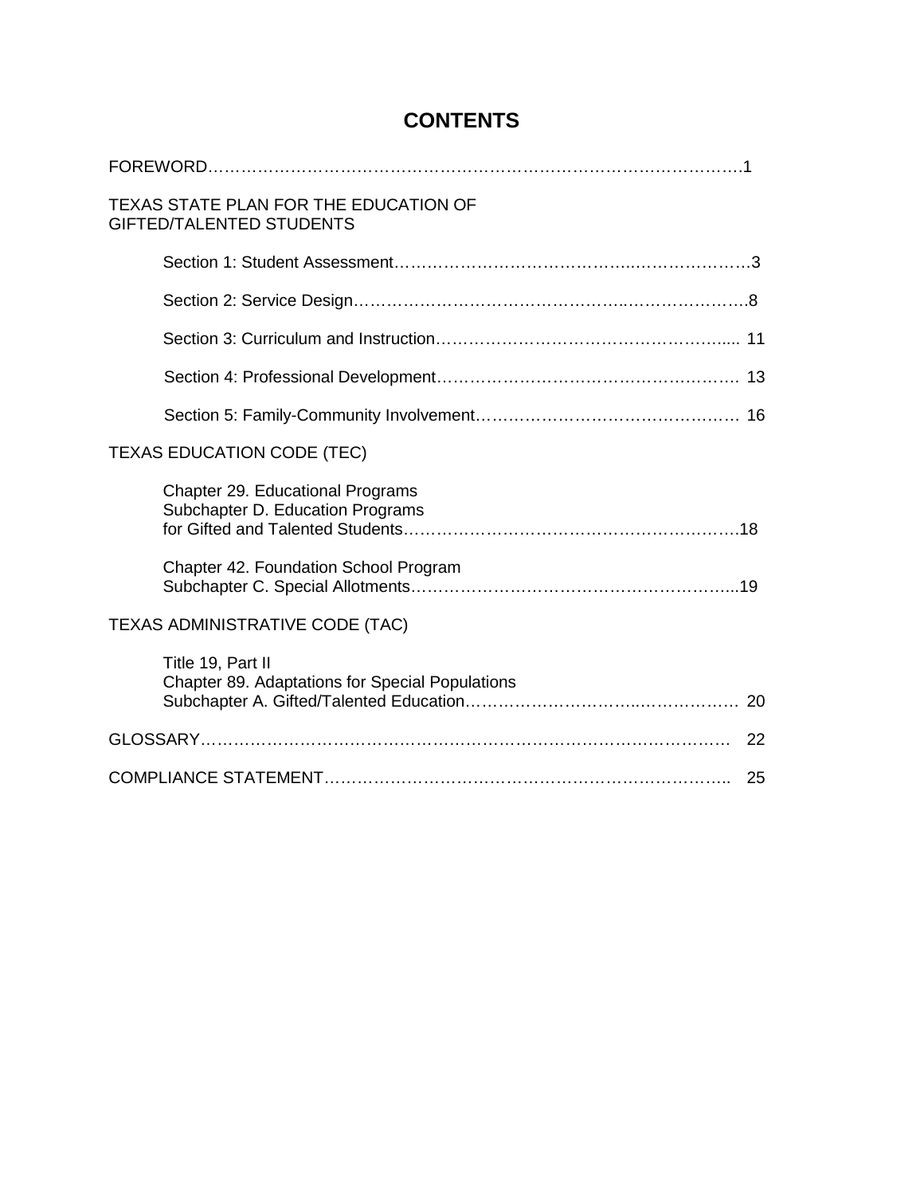# CONTENTS

FOREWORD…………………………………………………………………………………….1

TEXAS STATE PLAN FOR THE EDUCATION OF GIFTED/TALENTED STUDENTS

- Section 1: Student Assessment……………………………………..………………….3
- Section 2: Service Design…………………………………………..………………….8
- Section 3: Curriculum and Instruction……………………………………………..... 11
- Section 4: Professional Development……………………………………………… 13
- Section 5: Family-Community Involvement………………………………………… 16

TEXAS EDUCATION CODE (TEC)

- Chapter 29. Educational Programs
  Subchapter D. Education Programs
  for Gifted and Talented Students……………………………………………………18
- Chapter 42. Foundation School Program
  Subchapter C. Special Allotments…………………………………………………..19

TEXAS ADMINISTRATIVE CODE (TAC)

- Title 19, Part II
  Chapter 89. Adaptations for Special Populations
  Subchapter A. Gifted/Talented Education.……………………….……………… 20

GLOSSARY…………………………………………………………………………………. 22

COMPLIANCE STATEMENT……………………………………………………………….. 25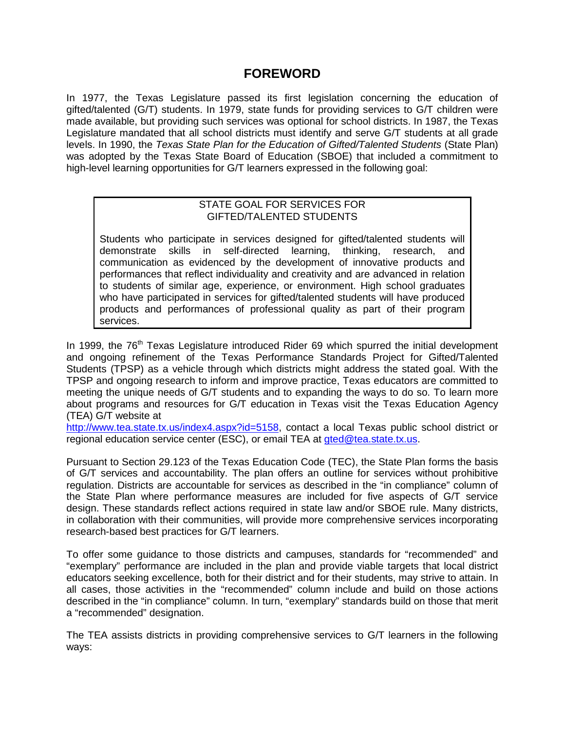# FOREWORD

In 1977, the Texas Legislature passed its first legislation concerning the education of gifted/talented (G/T) students. In 1979, state funds for providing services to G/T children were made available, but providing such services was optional for school districts. In 1987, the Texas Legislature mandated that all school districts must identify and serve G/T students at all grade levels. In 1990, the *Texas State Plan for the Education of Gifted/Talented Students* (State Plan) was adopted by the Texas State Board of Education (SBOE) that included a commitment to high-level learning opportunities for G/T learners expressed in the following goal:

> STATE GOAL FOR SERVICES FOR GIFTED/TALENTED STUDENTS
>
> Students who participate in services designed for gifted/talented students will demonstrate skills in self-directed learning, thinking, research, and communication as evidenced by the development of innovative products and performances that reflect individuality and creativity and are advanced in relation to students of similar age, experience, or environment. High school graduates who have participated in services for gifted/talented students will have produced products and performances of professional quality as part of their program services.

In 1999, the 76th Texas Legislature introduced Rider 69 which spurred the initial development and ongoing refinement of the Texas Performance Standards Project for Gifted/Talented Students (TPSP) as a vehicle through which districts might address the stated goal. With the TPSP and ongoing research to inform and improve practice, Texas educators are committed to meeting the unique needs of G/T students and to expanding the ways to do so. To learn more about programs and resources for G/T education in Texas visit the Texas Education Agency (TEA) G/T website at http://www.tea.state.tx.us/index4.aspx?id=5158, contact a local Texas public school district or regional education service center (ESC), or email TEA at gted@tea.state.tx.us.

Pursuant to Section 29.123 of the Texas Education Code (TEC), the State Plan forms the basis of G/T services and accountability. The plan offers an outline for services without prohibitive regulation. Districts are accountable for services as described in the "in compliance" column of the State Plan where performance measures are included for five aspects of G/T service design. These standards reflect actions required in state law and/or SBOE rule. Many districts, in collaboration with their communities, will provide more comprehensive services incorporating research-based best practices for G/T learners.

To offer some guidance to those districts and campuses, standards for "recommended" and "exemplary" performance are included in the plan and provide viable targets that local district educators seeking excellence, both for their district and for their students, may strive to attain. In all cases, those activities in the "recommended" column include and build on those actions described in the "in compliance" column. In turn, "exemplary" standards build on those that merit a "recommended" designation.

The TEA assists districts in providing comprehensive services to G/T learners in the following ways: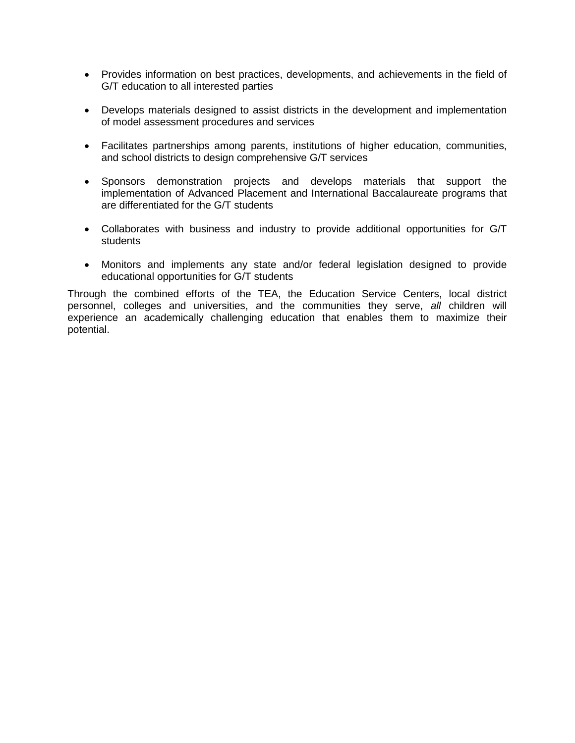- Provides information on best practices, developments, and achievements in the field of G/T education to all interested parties

- Develops materials designed to assist districts in the development and implementation of model assessment procedures and services

- Facilitates partnerships among parents, institutions of higher education, communities, and school districts to design comprehensive G/T services

- Sponsors demonstration projects and develops materials that support the implementation of Advanced Placement and International Baccalaureate programs that are differentiated for the G/T students

- Collaborates with business and industry to provide additional opportunities for G/T students

- Monitors and implements any state and/or federal legislation designed to provide educational opportunities for G/T students

Through the combined efforts of the TEA, the Education Service Centers, local district personnel, colleges and universities, and the communities they serve, *all* children will experience an academically challenging education that enables them to maximize their potential.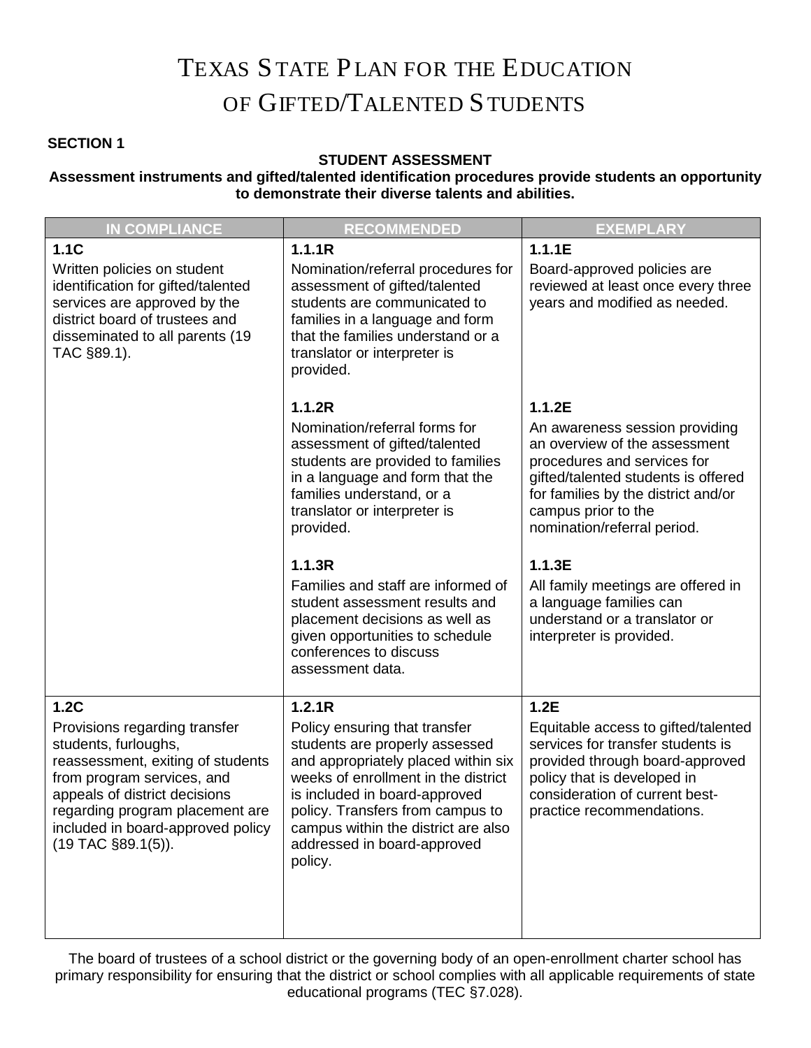# TEXAS STATE PLAN FOR THE EDUCATION OF GIFTED/TALENTED STUDENTS

**SECTION 1**

**STUDENT ASSESSMENT**

**Assessment instruments and gifted/talented identification procedures provide students an opportunity to demonstrate their diverse talents and abilities.**

| IN COMPLIANCE | RECOMMENDED | EXEMPLARY |
|---|---|---|
| **1.1C**<br>Written policies on student identification for gifted/talented services are approved by the district board of trustees and disseminated to all parents (19 TAC §89.1). | **1.1.1R**<br>Nomination/referral procedures for assessment of gifted/talented students are communicated to families in a language and form that the families understand or a translator or interpreter is provided. | **1.1.1E**<br>Board-approved policies are reviewed at least once every three years and modified as needed. |
| | **1.1.2R**<br>Nomination/referral forms for assessment of gifted/talented students are provided to families in a language and form that the families understand, or a translator or interpreter is provided. | **1.1.2E**<br>An awareness session providing an overview of the assessment procedures and services for gifted/talented students is offered for families by the district and/or campus prior to the nomination/referral period. |
| | **1.1.3R**<br>Families and staff are informed of student assessment results and placement decisions as well as given opportunities to schedule conferences to discuss assessment data. | **1.1.3E**<br>All family meetings are offered in a language families can understand or a translator or interpreter is provided. |
| **1.2C**<br>Provisions regarding transfer students, furloughs, reassessment, exiting of students from program services, and appeals of district decisions regarding program placement are included in board-approved policy (19 TAC §89.1(5)). | **1.2.1R**<br>Policy ensuring that transfer students are properly assessed and appropriately placed within six weeks of enrollment in the district is included in board-approved policy. Transfers from campus to campus within the district are also addressed in board-approved policy. | **1.2E**<br>Equitable access to gifted/talented services for transfer students is provided through board-approved policy that is developed in consideration of current best-practice recommendations. |

The board of trustees of a school district or the governing body of an open-enrollment charter school has primary responsibility for ensuring that the district or school complies with all applicable requirements of state educational programs (TEC §7.028).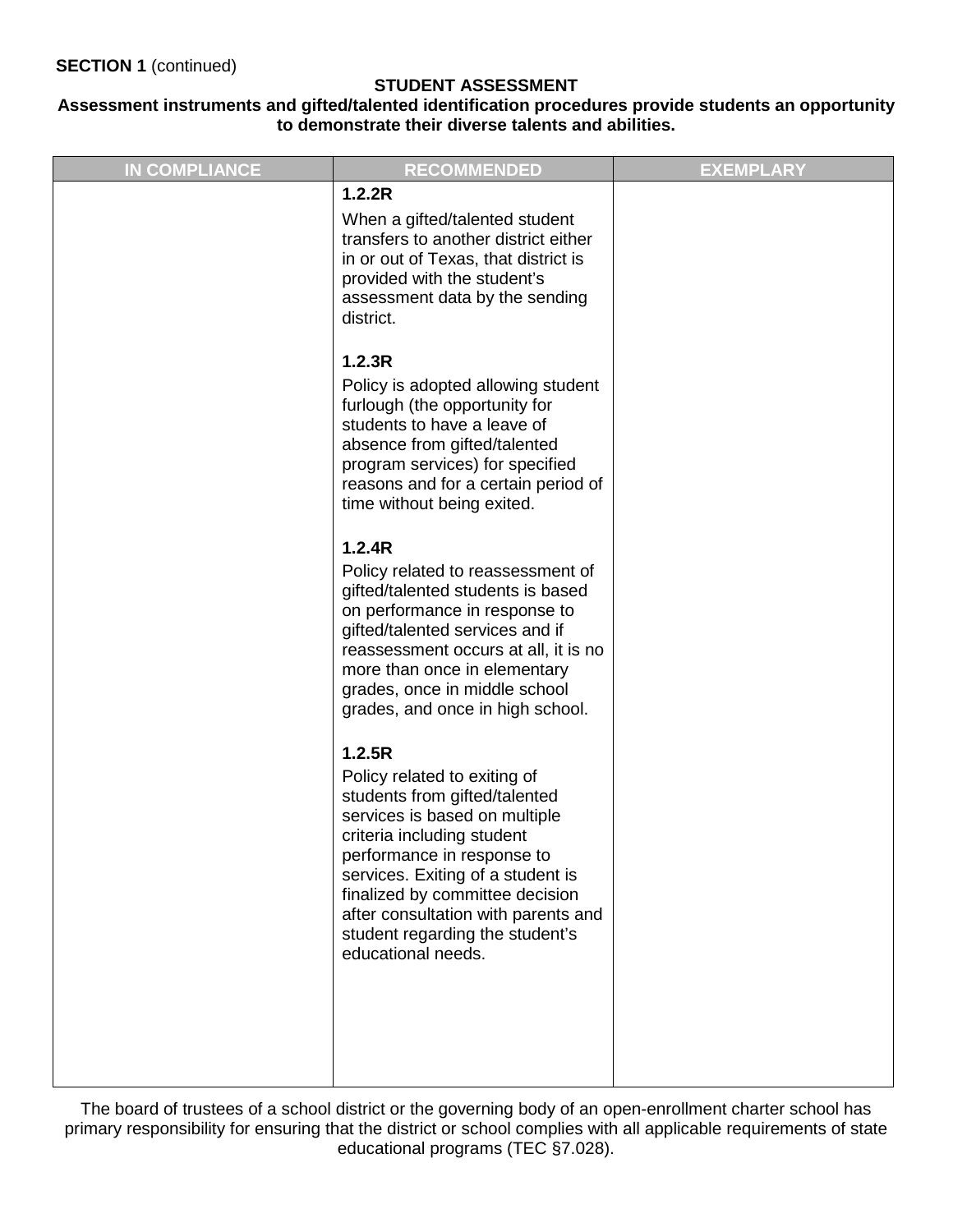**SECTION 1** (continued)

**STUDENT ASSESSMENT**

**Assessment instruments and gifted/talented identification procedures provide students an opportunity to demonstrate their diverse talents and abilities.**

| IN COMPLIANCE | RECOMMENDED | EXEMPLARY |
|---|---|---|
| | **1.2.2R**<br>When a gifted/talented student transfers to another district either in or out of Texas, that district is provided with the student's assessment data by the sending district.<br><br>**1.2.3R**<br>Policy is adopted allowing student furlough (the opportunity for students to have a leave of absence from gifted/talented program services) for specified reasons and for a certain period of time without being exited.<br><br>**1.2.4R**<br>Policy related to reassessment of gifted/talented students is based on performance in response to gifted/talented services and if reassessment occurs at all, it is no more than once in elementary grades, once in middle school grades, and once in high school.<br><br>**1.2.5R**<br>Policy related to exiting of students from gifted/talented services is based on multiple criteria including student performance in response to services. Exiting of a student is finalized by committee decision after consultation with parents and student regarding the student's educational needs. | |

The board of trustees of a school district or the governing body of an open-enrollment charter school has primary responsibility for ensuring that the district or school complies with all applicable requirements of state educational programs (TEC §7.028).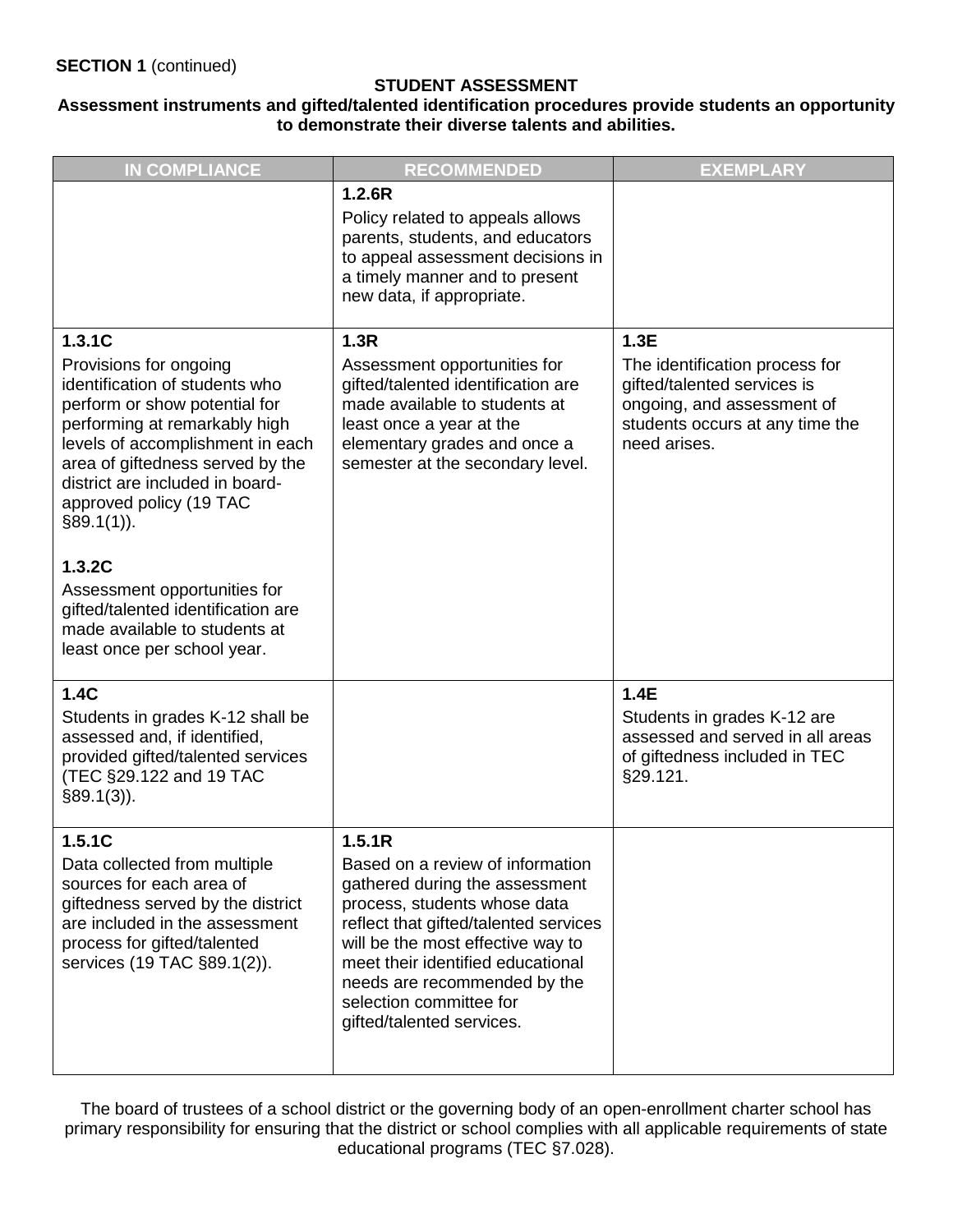**SECTION 1** (continued)

### STUDENT ASSESSMENT

**Assessment instruments and gifted/talented identification procedures provide students an opportunity to demonstrate their diverse talents and abilities.**

| IN COMPLIANCE | RECOMMENDED | EXEMPLARY |
|---|---|---|
| | **1.2.6R** Policy related to appeals allows parents, students, and educators to appeal assessment decisions in a timely manner and to present new data, if appropriate. | |
| **1.3.1C** Provisions for ongoing identification of students who perform or show potential for performing at remarkably high levels of accomplishment in each area of giftedness served by the district are included in board-approved policy (19 TAC §89.1(1)).<br><br>**1.3.2C** Assessment opportunities for gifted/talented identification are made available to students at least once per school year. | **1.3R** Assessment opportunities for gifted/talented identification are made available to students at least once a year at the elementary grades and once a semester at the secondary level. | **1.3E** The identification process for gifted/talented services is ongoing, and assessment of students occurs at any time the need arises. |
| **1.4C** Students in grades K-12 shall be assessed and, if identified, provided gifted/talented services (TEC §29.122 and 19 TAC §89.1(3)). | | **1.4E** Students in grades K-12 are assessed and served in all areas of giftedness included in TEC §29.121. |
| **1.5.1C** Data collected from multiple sources for each area of giftedness served by the district are included in the assessment process for gifted/talented services (19 TAC §89.1(2)). | **1.5.1R** Based on a review of information gathered during the assessment process, students whose data reflect that gifted/talented services will be the most effective way to meet their identified educational needs are recommended by the selection committee for gifted/talented services. | |

The board of trustees of a school district or the governing body of an open-enrollment charter school has primary responsibility for ensuring that the district or school complies with all applicable requirements of state educational programs (TEC §7.028).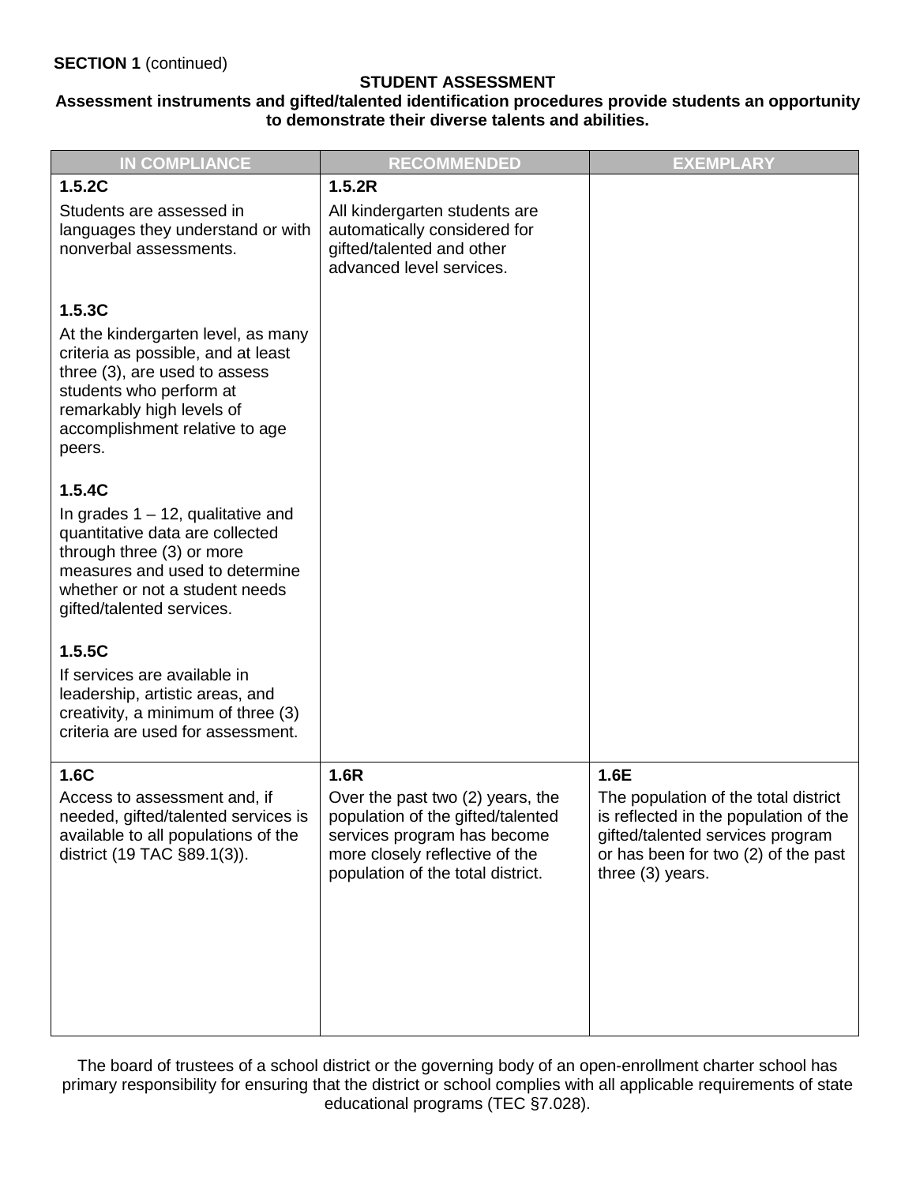**SECTION 1** (continued)

**STUDENT ASSESSMENT**

**Assessment instruments and gifted/talented identification procedures provide students an opportunity to demonstrate their diverse talents and abilities.**

| IN COMPLIANCE | RECOMMENDED | EXEMPLARY |
|---|---|---|
| **1.5.2C**<br>Students are assessed in languages they understand or with nonverbal assessments.<br><br>**1.5.3C**<br>At the kindergarten level, as many criteria as possible, and at least three (3), are used to assess students who perform at remarkably high levels of accomplishment relative to age peers.<br><br>**1.5.4C**<br>In grades 1 – 12, qualitative and quantitative data are collected through three (3) or more measures and used to determine whether or not a student needs gifted/talented services.<br><br>**1.5.5C**<br>If services are available in leadership, artistic areas, and creativity, a minimum of three (3) criteria are used for assessment. | **1.5.2R**<br>All kindergarten students are automatically considered for gifted/talented and other advanced level services. | |
| **1.6C**<br>Access to assessment and, if needed, gifted/talented services is available to all populations of the district (19 TAC §89.1(3)). | **1.6R**<br>Over the past two (2) years, the population of the gifted/talented services program has become more closely reflective of the population of the total district. | **1.6E**<br>The population of the total district is reflected in the population of the gifted/talented services program or has been for two (2) of the past three (3) years. |

The board of trustees of a school district or the governing body of an open-enrollment charter school has primary responsibility for ensuring that the district or school complies with all applicable requirements of state educational programs (TEC §7.028).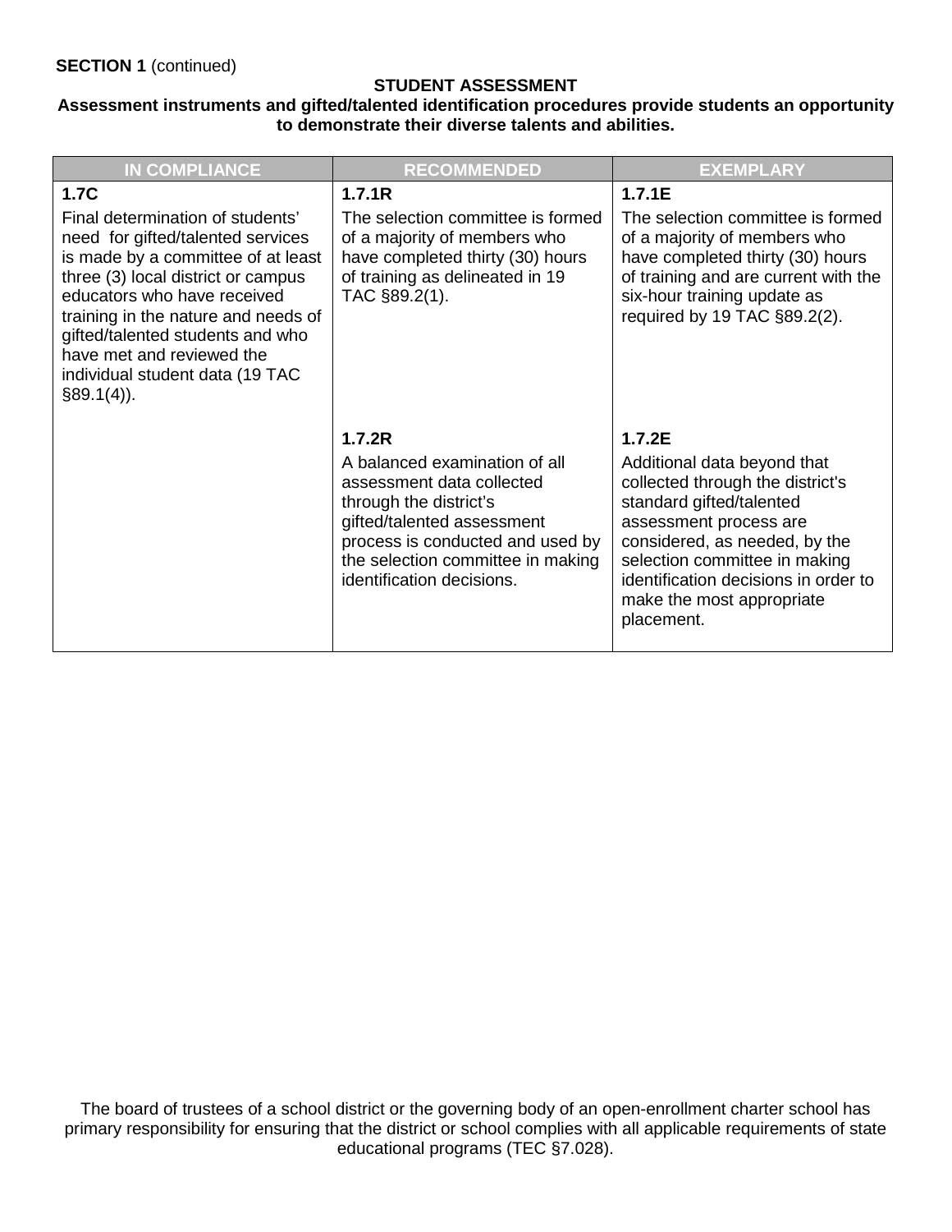**SECTION 1** (continued)

## STUDENT ASSESSMENT

**Assessment instruments and gifted/talented identification procedures provide students an opportunity to demonstrate their diverse talents and abilities.**

| IN COMPLIANCE | RECOMMENDED | EXEMPLARY |
|---|---|---|
| **1.7C**<br>Final determination of students' need for gifted/talented services is made by a committee of at least three (3) local district or campus educators who have received training in the nature and needs of gifted/talented students and who have met and reviewed the individual student data (19 TAC §89.1(4)). | **1.7.1R**<br>The selection committee is formed of a majority of members who have completed thirty (30) hours of training as delineated in 19 TAC §89.2(1). | **1.7.1E**<br>The selection committee is formed of a majority of members who have completed thirty (30) hours of training and are current with the six-hour training update as required by 19 TAC §89.2(2). |
| | **1.7.2R**<br>A balanced examination of all assessment data collected through the district's gifted/talented assessment process is conducted and used by the selection committee in making identification decisions. | **1.7.2E**<br>Additional data beyond that collected through the district's standard gifted/talented assessment process are considered, as needed, by the selection committee in making identification decisions in order to make the most appropriate placement. |

The board of trustees of a school district or the governing body of an open-enrollment charter school has primary responsibility for ensuring that the district or school complies with all applicable requirements of state educational programs (TEC §7.028).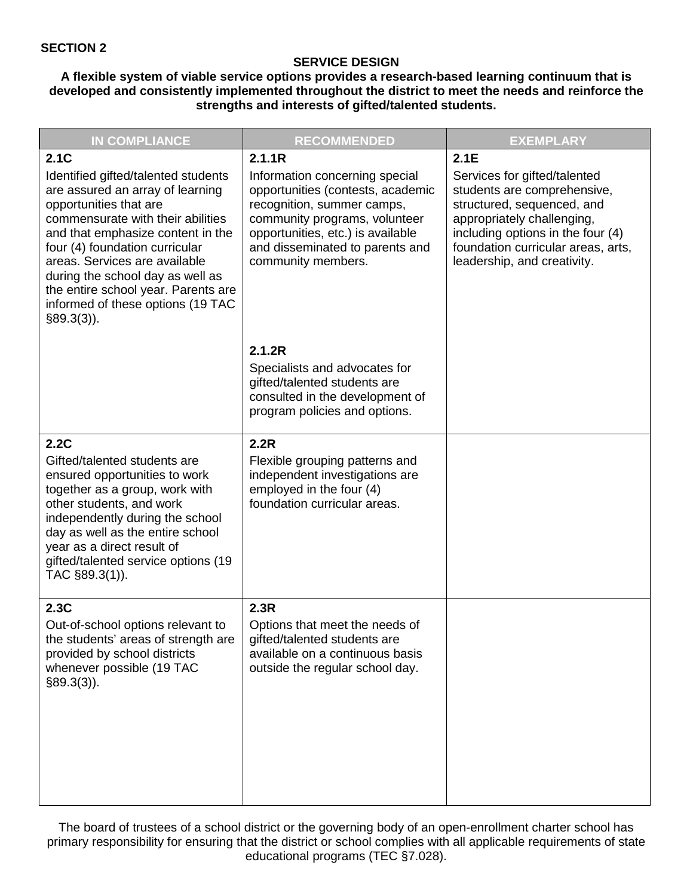**SECTION 2**

## SERVICE DESIGN

**A flexible system of viable service options provides a research-based learning continuum that is developed and consistently implemented throughout the district to meet the needs and reinforce the strengths and interests of gifted/talented students.**

| IN COMPLIANCE | RECOMMENDED | EXEMPLARY |
|---|---|---|
| **2.1C**<br>Identified gifted/talented students are assured an array of learning opportunities that are commensurate with their abilities and that emphasize content in the four (4) foundation curricular areas. Services are available during the school day as well as the entire school year. Parents are informed of these options (19 TAC §89.3(3)). | **2.1.1R**<br>Information concerning special opportunities (contests, academic recognition, summer camps, community programs, volunteer opportunities, etc.) is available and disseminated to parents and community members.<br><br>**2.1.2R**<br>Specialists and advocates for gifted/talented students are consulted in the development of program policies and options. | **2.1E**<br>Services for gifted/talented students are comprehensive, structured, sequenced, and appropriately challenging, including options in the four (4) foundation curricular areas, arts, leadership, and creativity. |
| **2.2C**<br>Gifted/talented students are ensured opportunities to work together as a group, work with other students, and work independently during the school day as well as the entire school year as a direct result of gifted/talented service options (19 TAC §89.3(1)). | **2.2R**<br>Flexible grouping patterns and independent investigations are employed in the four (4) foundation curricular areas. | |
| **2.3C**<br>Out-of-school options relevant to the students' areas of strength are provided by school districts whenever possible (19 TAC §89.3(3)). | **2.3R**<br>Options that meet the needs of gifted/talented students are available on a continuous basis outside the regular school day. | |

The board of trustees of a school district or the governing body of an open-enrollment charter school has primary responsibility for ensuring that the district or school complies with all applicable requirements of state educational programs (TEC §7.028).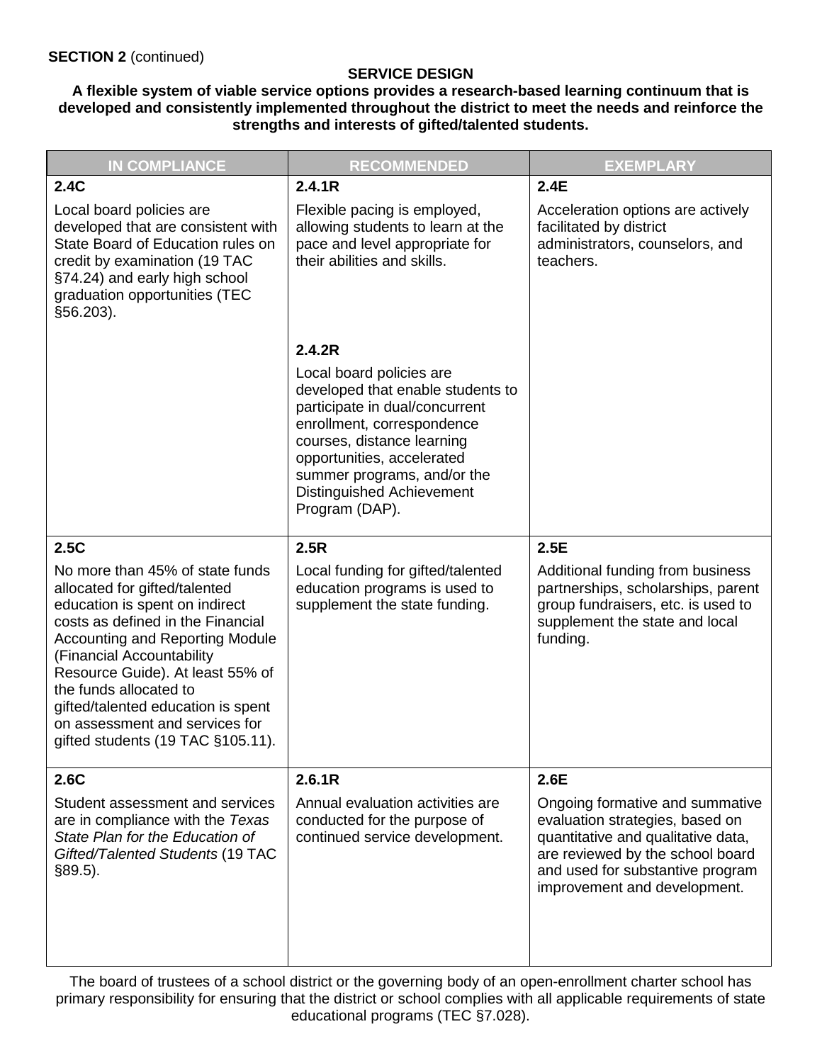**SECTION 2** (continued)

### SERVICE DESIGN

**A flexible system of viable service options provides a research-based learning continuum that is developed and consistently implemented throughout the district to meet the needs and reinforce the strengths and interests of gifted/talented students.**

| IN COMPLIANCE | RECOMMENDED | EXEMPLARY |
|---|---|---|
| **2.4C**<br><br>Local board policies are developed that are consistent with State Board of Education rules on credit by examination (19 TAC §74.24) and early high school graduation opportunities (TEC §56.203). | **2.4.1R**<br><br>Flexible pacing is employed, allowing students to learn at the pace and level appropriate for their abilities and skills.<br><br>**2.4.2R**<br><br>Local board policies are developed that enable students to participate in dual/concurrent enrollment, correspondence courses, distance learning opportunities, accelerated summer programs, and/or the Distinguished Achievement Program (DAP). | **2.4E**<br><br>Acceleration options are actively facilitated by district administrators, counselors, and teachers. |
| **2.5C**<br><br>No more than 45% of state funds allocated for gifted/talented education is spent on indirect costs as defined in the Financial Accounting and Reporting Module (Financial Accountability Resource Guide). At least 55% of the funds allocated to gifted/talented education is spent on assessment and services for gifted students (19 TAC §105.11). | **2.5R**<br><br>Local funding for gifted/talented education programs is used to supplement the state funding. | **2.5E**<br><br>Additional funding from business partnerships, scholarships, parent group fundraisers, etc. is used to supplement the state and local funding. |
| **2.6C**<br><br>Student assessment and services are in compliance with the *Texas State Plan for the Education of Gifted/Talented Students* (19 TAC §89.5). | **2.6.1R**<br><br>Annual evaluation activities are conducted for the purpose of continued service development. | **2.6E**<br><br>Ongoing formative and summative evaluation strategies, based on quantitative and qualitative data, are reviewed by the school board and used for substantive program improvement and development. |

The board of trustees of a school district or the governing body of an open-enrollment charter school has primary responsibility for ensuring that the district or school complies with all applicable requirements of state educational programs (TEC §7.028).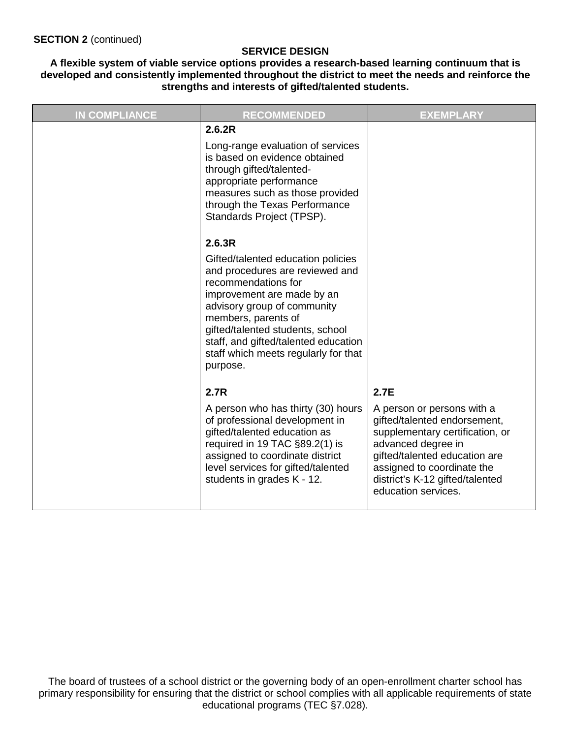**SECTION 2** (continued)

**SERVICE DESIGN**

**A flexible system of viable service options provides a research-based learning continuum that is developed and consistently implemented throughout the district to meet the needs and reinforce the strengths and interests of gifted/talented students.**

| IN COMPLIANCE | RECOMMENDED | EXEMPLARY |
|---|---|---|
| | **2.6.2R**<br><br>Long-range evaluation of services is based on evidence obtained through gifted/talented-appropriate performance measures such as those provided through the Texas Performance Standards Project (TPSP).<br><br>**2.6.3R**<br><br>Gifted/talented education policies and procedures are reviewed and recommendations for improvement are made by an advisory group of community members, parents of gifted/talented students, school staff, and gifted/talented education staff which meets regularly for that purpose. | |
| | **2.7R**<br><br>A person who has thirty (30) hours of professional development in gifted/talented education as required in 19 TAC §89.2(1) is assigned to coordinate district level services for gifted/talented students in grades K - 12. | **2.7E**<br><br>A person or persons with a gifted/talented endorsement, supplementary certification, or advanced degree in gifted/talented education are assigned to coordinate the district's K-12 gifted/talented education services. |

The board of trustees of a school district or the governing body of an open-enrollment charter school has primary responsibility for ensuring that the district or school complies with all applicable requirements of state educational programs (TEC §7.028).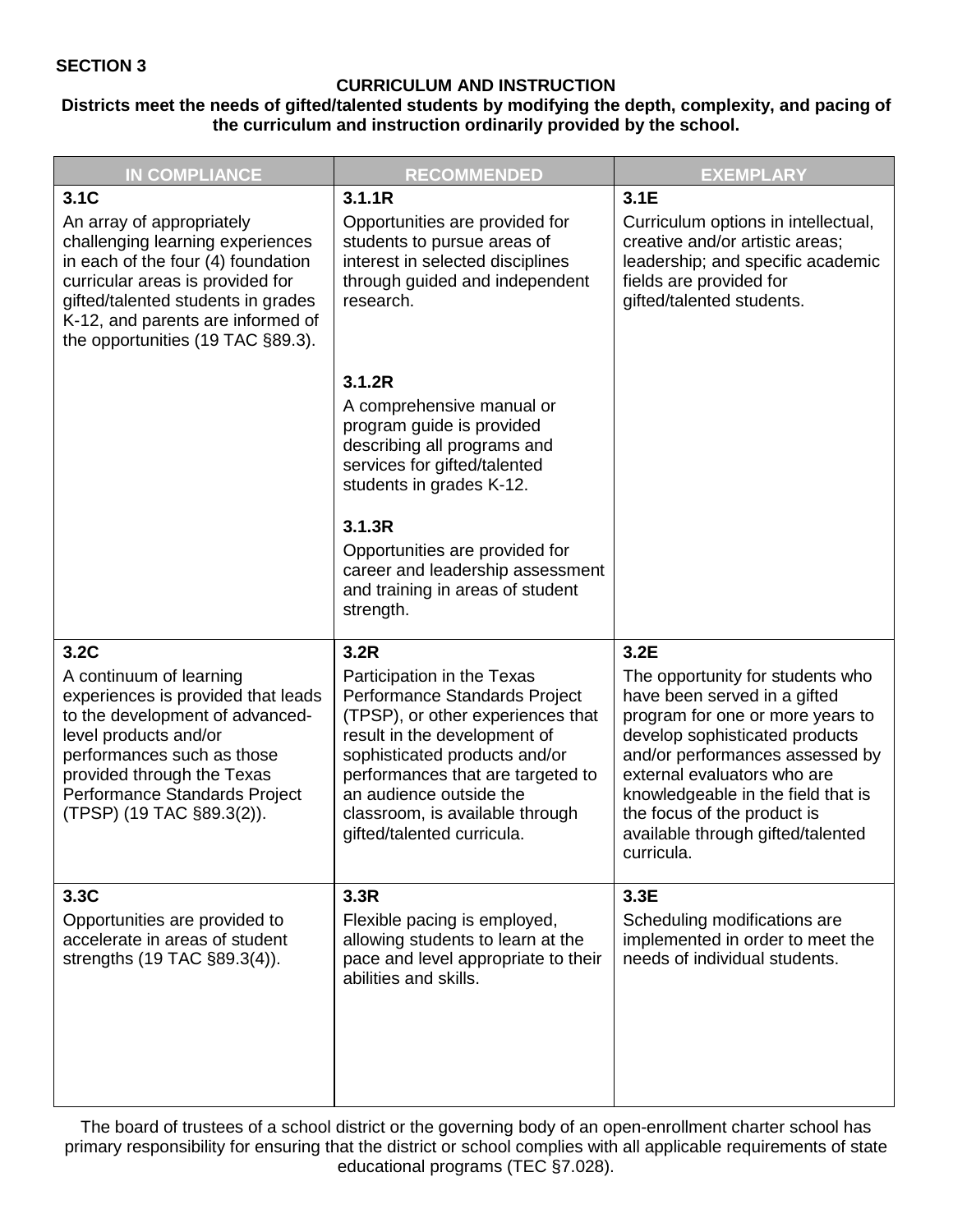## SECTION 3

### CURRICULUM AND INSTRUCTION

**Districts meet the needs of gifted/talented students by modifying the depth, complexity, and pacing of the curriculum and instruction ordinarily provided by the school.**

| IN COMPLIANCE | RECOMMENDED | EXEMPLARY |
|---|---|---|
| **3.1C**<br>An array of appropriately challenging learning experiences in each of the four (4) foundation curricular areas is provided for gifted/talented students in grades K-12, and parents are informed of the opportunities (19 TAC §89.3). | **3.1.1R**<br>Opportunities are provided for students to pursue areas of interest in selected disciplines through guided and independent research.<br><br>**3.1.2R**<br>A comprehensive manual or program guide is provided describing all programs and services for gifted/talented students in grades K-12.<br><br>**3.1.3R**<br>Opportunities are provided for career and leadership assessment and training in areas of student strength. | **3.1E**<br>Curriculum options in intellectual, creative and/or artistic areas; leadership; and specific academic fields are provided for gifted/talented students. |
| **3.2C**<br>A continuum of learning experiences is provided that leads to the development of advanced-level products and/or performances such as those provided through the Texas Performance Standards Project (TPSP) (19 TAC §89.3(2)). | **3.2R**<br>Participation in the Texas Performance Standards Project (TPSP), or other experiences that result in the development of sophisticated products and/or performances that are targeted to an audience outside the classroom, is available through gifted/talented curricula. | **3.2E**<br>The opportunity for students who have been served in a gifted program for one or more years to develop sophisticated products and/or performances assessed by external evaluators who are knowledgeable in the field that is the focus of the product is available through gifted/talented curricula. |
| **3.3C**<br>Opportunities are provided to accelerate in areas of student strengths (19 TAC §89.3(4)). | **3.3R**<br>Flexible pacing is employed, allowing students to learn at the pace and level appropriate to their abilities and skills. | **3.3E**<br>Scheduling modifications are implemented in order to meet the needs of individual students. |

The board of trustees of a school district or the governing body of an open-enrollment charter school has primary responsibility for ensuring that the district or school complies with all applicable requirements of state educational programs (TEC §7.028).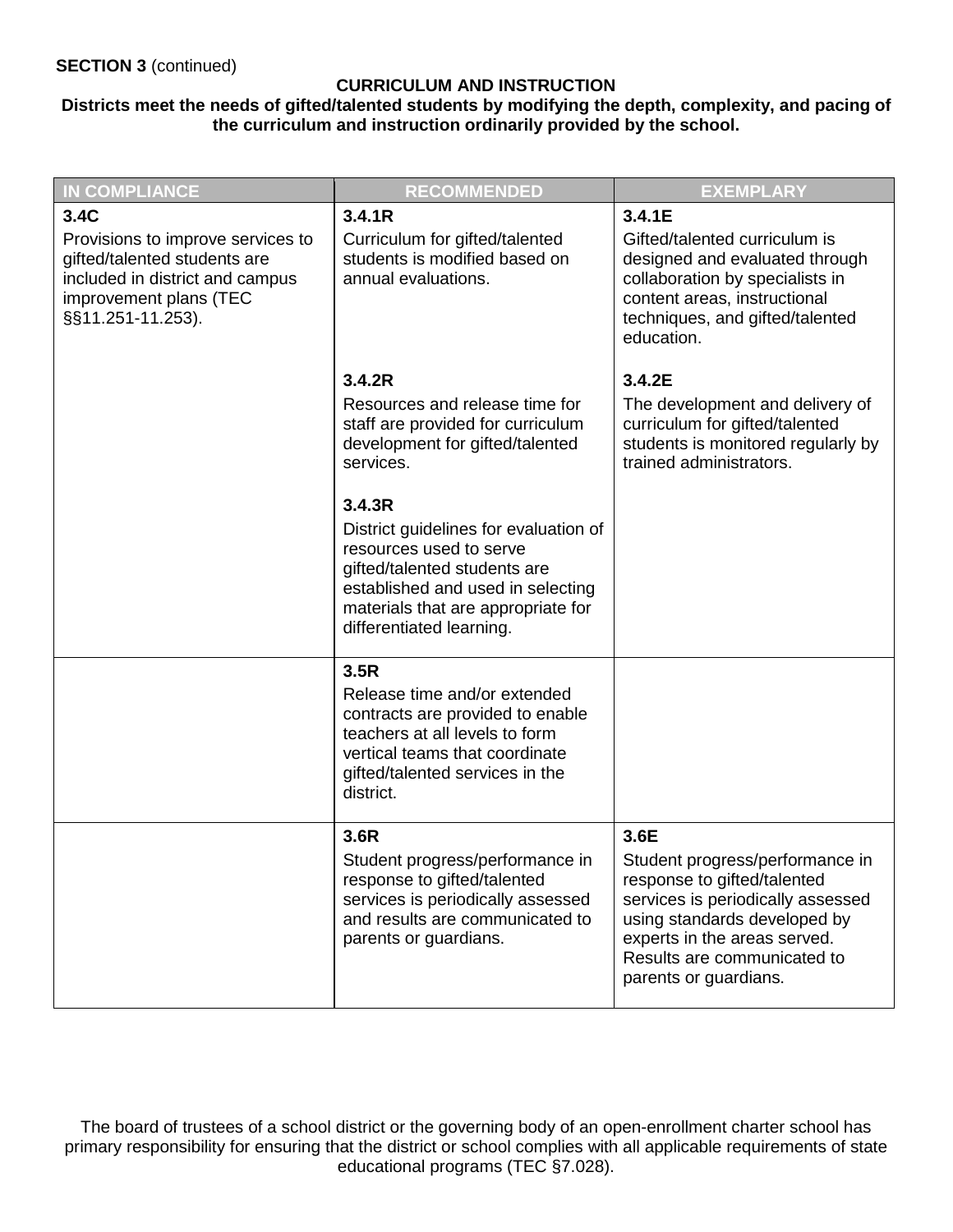**SECTION 3** (continued)

**CURRICULUM AND INSTRUCTION**

**Districts meet the needs of gifted/talented students by modifying the depth, complexity, and pacing of the curriculum and instruction ordinarily provided by the school.**

| IN COMPLIANCE | RECOMMENDED | EXEMPLARY |
|---|---|---|
| **3.4C**<br>Provisions to improve services to gifted/talented students are included in district and campus improvement plans (TEC §§11.251-11.253). | **3.4.1R**<br>Curriculum for gifted/talented students is modified based on annual evaluations.<br><br>**3.4.2R**<br>Resources and release time for staff are provided for curriculum development for gifted/talented services.<br><br>**3.4.3R**<br>District guidelines for evaluation of resources used to serve gifted/talented students are established and used in selecting materials that are appropriate for differentiated learning. | **3.4.1E**<br>Gifted/talented curriculum is designed and evaluated through collaboration by specialists in content areas, instructional techniques, and gifted/talented education.<br><br>**3.4.2E**<br>The development and delivery of curriculum for gifted/talented students is monitored regularly by trained administrators. |
| | **3.5R**<br>Release time and/or extended contracts are provided to enable teachers at all levels to form vertical teams that coordinate gifted/talented services in the district. | |
| | **3.6R**<br>Student progress/performance in response to gifted/talented services is periodically assessed and results are communicated to parents or guardians. | **3.6E**<br>Student progress/performance in response to gifted/talented services is periodically assessed using standards developed by experts in the areas served. Results are communicated to parents or guardians. |

The board of trustees of a school district or the governing body of an open-enrollment charter school has primary responsibility for ensuring that the district or school complies with all applicable requirements of state educational programs (TEC §7.028).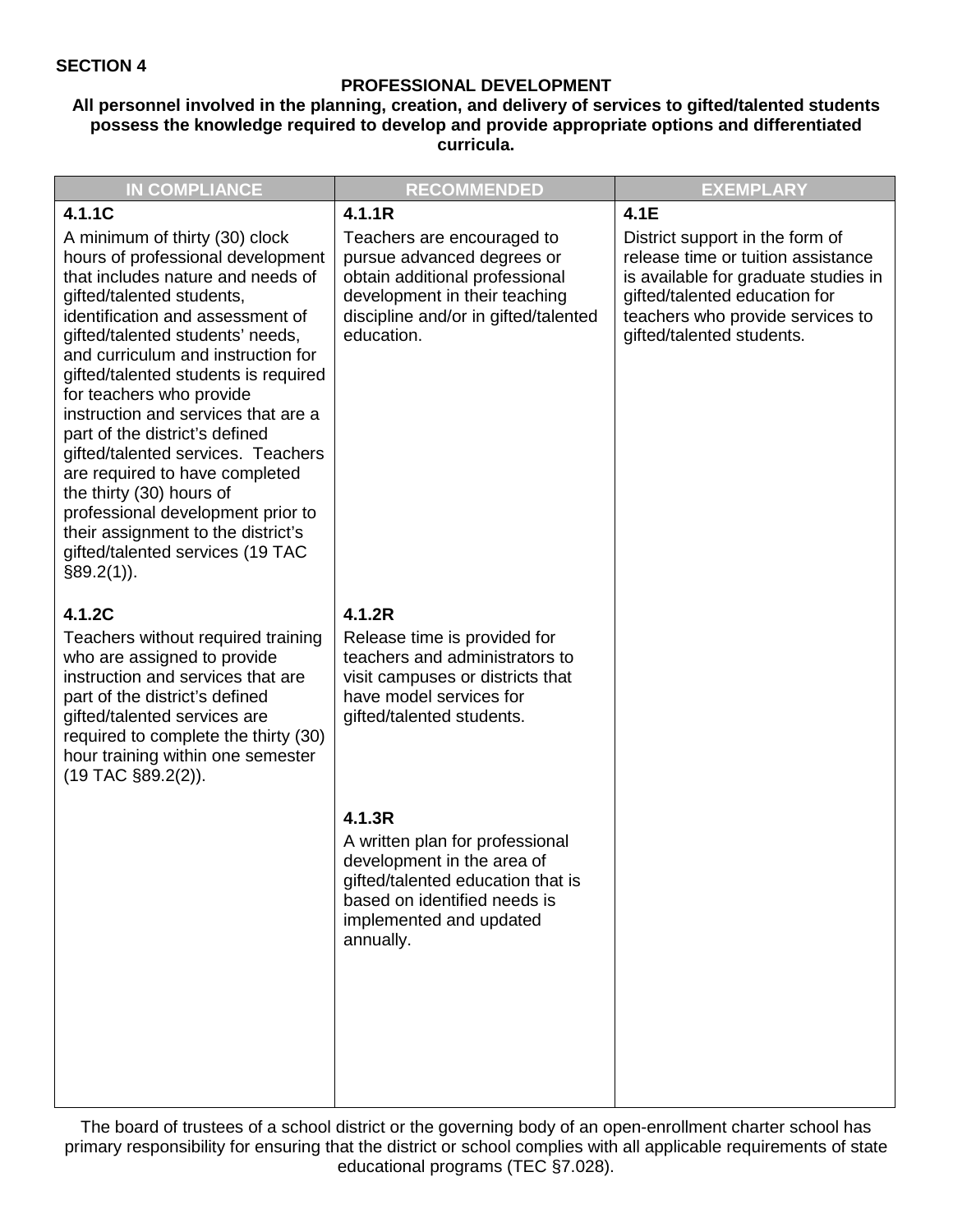**SECTION 4**

## PROFESSIONAL DEVELOPMENT

**All personnel involved in the planning, creation, and delivery of services to gifted/talented students possess the knowledge required to develop and provide appropriate options and differentiated curricula.**

| IN COMPLIANCE | RECOMMENDED | EXEMPLARY |
|---|---|---|
| **4.1.1C**<br>A minimum of thirty (30) clock hours of professional development that includes nature and needs of gifted/talented students, identification and assessment of gifted/talented students' needs, and curriculum and instruction for gifted/talented students is required for teachers who provide instruction and services that are a part of the district's defined gifted/talented services. Teachers are required to have completed the thirty (30) hours of professional development prior to their assignment to the district's gifted/talented services (19 TAC §89.2(1)). | **4.1.1R**<br>Teachers are encouraged to pursue advanced degrees or obtain additional professional development in their teaching discipline and/or in gifted/talented education. | **4.1E**<br>District support in the form of release time or tuition assistance is available for graduate studies in gifted/talented education for teachers who provide services to gifted/talented students. |
| **4.1.2C**<br>Teachers without required training who are assigned to provide instruction and services that are part of the district's defined gifted/talented services are required to complete the thirty (30) hour training within one semester (19 TAC §89.2(2)). | **4.1.2R**<br>Release time is provided for teachers and administrators to visit campuses or districts that have model services for gifted/talented students. | |
| | **4.1.3R**<br>A written plan for professional development in the area of gifted/talented education that is based on identified needs is implemented and updated annually. | |

The board of trustees of a school district or the governing body of an open-enrollment charter school has primary responsibility for ensuring that the district or school complies with all applicable requirements of state educational programs (TEC §7.028).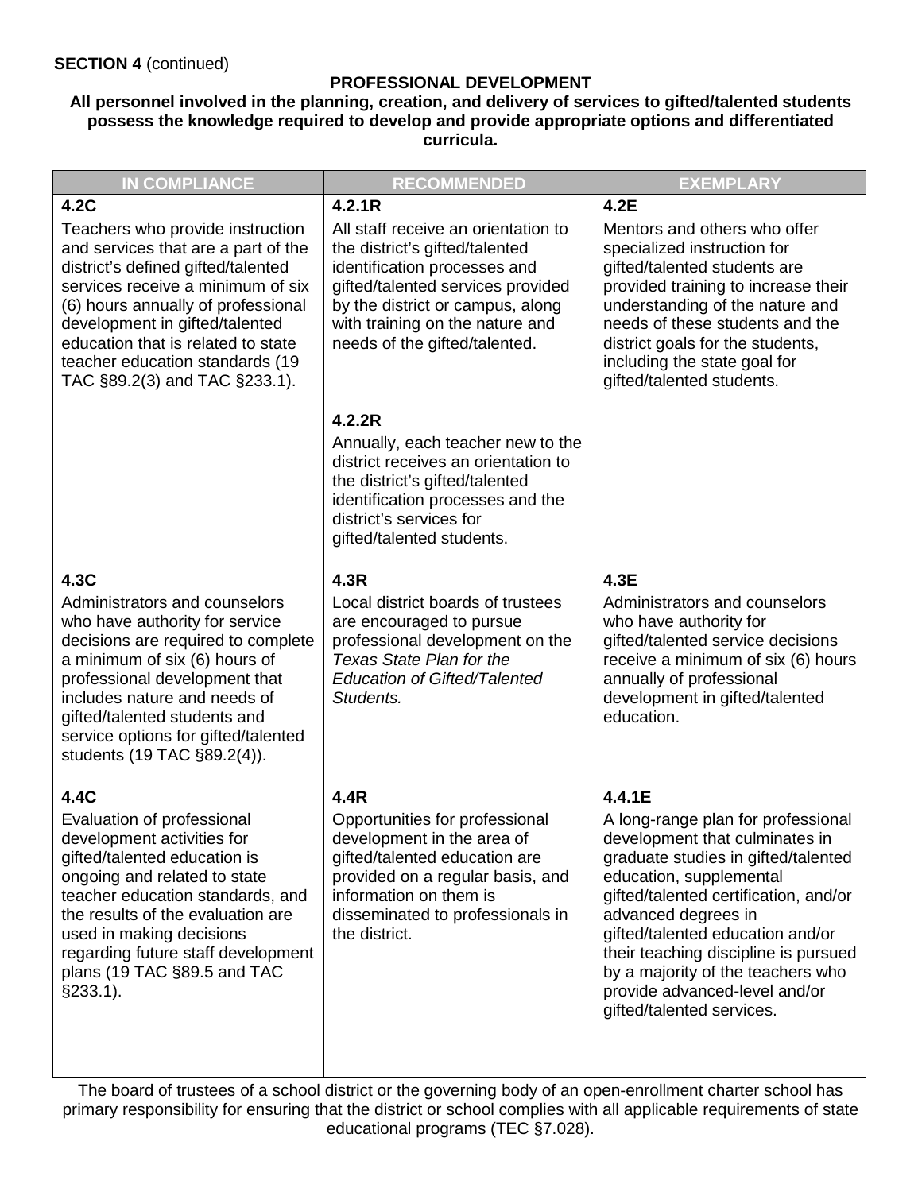**SECTION 4** (continued)

**PROFESSIONAL DEVELOPMENT**

**All personnel involved in the planning, creation, and delivery of services to gifted/talented students possess the knowledge required to develop and provide appropriate options and differentiated curricula.**

| IN COMPLIANCE | RECOMMENDED | EXEMPLARY |
|---|---|---|
| **4.2C**<br>Teachers who provide instruction and services that are a part of the district's defined gifted/talented services receive a minimum of six (6) hours annually of professional development in gifted/talented education that is related to state teacher education standards (19 TAC §89.2(3) and TAC §233.1). | **4.2.1R**<br>All staff receive an orientation to the district's gifted/talented identification processes and gifted/talented services provided by the district or campus, along with training on the nature and needs of the gifted/talented.<br><br>**4.2.2R**<br>Annually, each teacher new to the district receives an orientation to the district's gifted/talented identification processes and the district's services for gifted/talented students. | **4.2E**<br>Mentors and others who offer specialized instruction for gifted/talented students are provided training to increase their understanding of the nature and needs of these students and the district goals for the students, including the state goal for gifted/talented students. |
| **4.3C**<br>Administrators and counselors who have authority for service decisions are required to complete a minimum of six (6) hours of professional development that includes nature and needs of gifted/talented students and service options for gifted/talented students (19 TAC §89.2(4)). | **4.3R**<br>Local district boards of trustees are encouraged to pursue professional development on the *Texas State Plan for the Education of Gifted/Talented Students.* | **4.3E**<br>Administrators and counselors who have authority for gifted/talented service decisions receive a minimum of six (6) hours annually of professional development in gifted/talented education. |
| **4.4C**<br>Evaluation of professional development activities for gifted/talented education is ongoing and related to state teacher education standards, and the results of the evaluation are used in making decisions regarding future staff development plans (19 TAC §89.5 and TAC §233.1). | **4.4R**<br>Opportunities for professional development in the area of gifted/talented education are provided on a regular basis, and information on them is disseminated to professionals in the district. | **4.4.1E**<br>A long-range plan for professional development that culminates in graduate studies in gifted/talented education, supplemental gifted/talented certification, and/or advanced degrees in gifted/talented education and/or their teaching discipline is pursued by a majority of the teachers who provide advanced-level and/or gifted/talented services. |

The board of trustees of a school district or the governing body of an open-enrollment charter school has primary responsibility for ensuring that the district or school complies with all applicable requirements of state educational programs (TEC §7.028).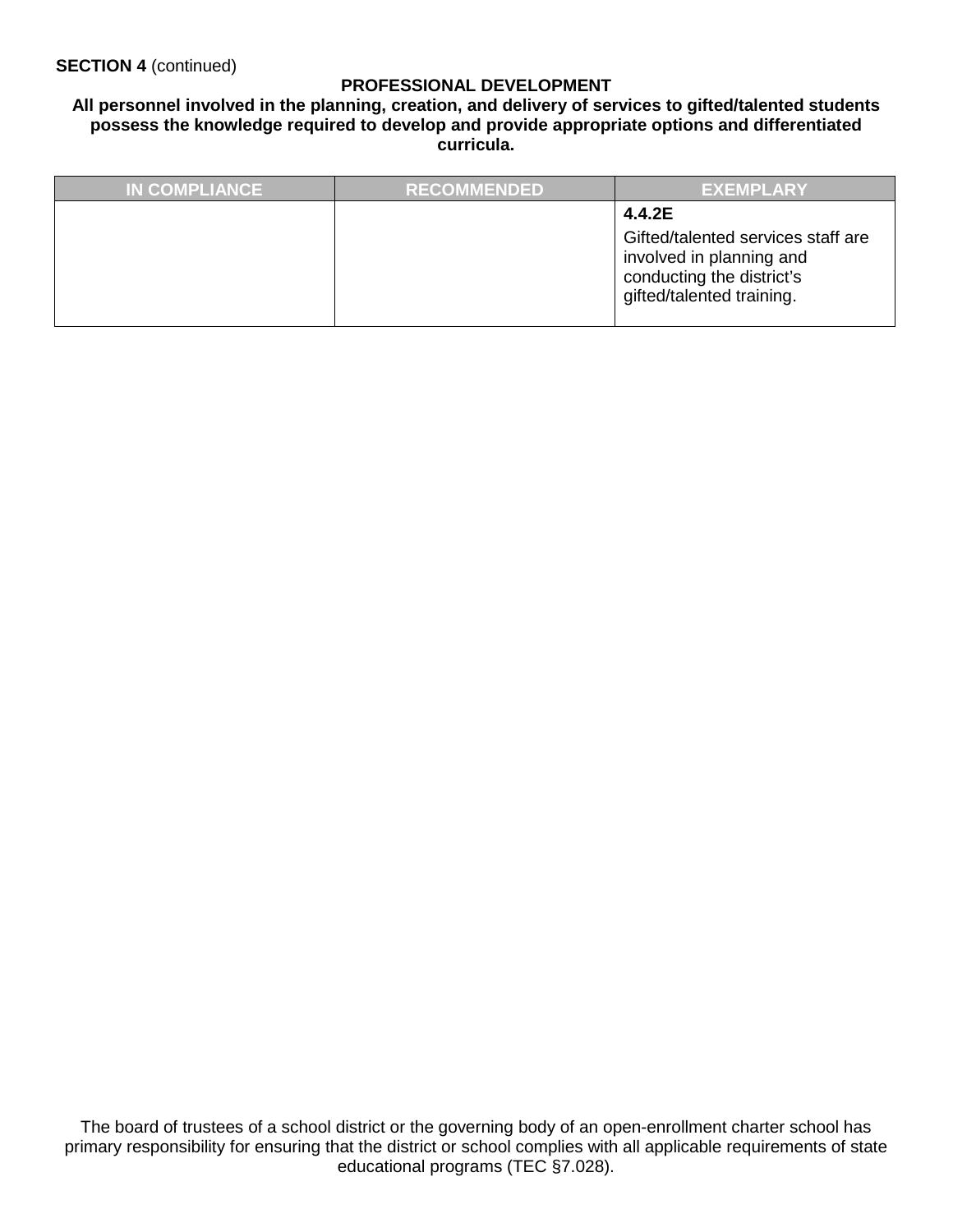**SECTION 4** (continued)

**PROFESSIONAL DEVELOPMENT**

**All personnel involved in the planning, creation, and delivery of services to gifted/talented students possess the knowledge required to develop and provide appropriate options and differentiated curricula.**

| IN COMPLIANCE | RECOMMENDED | EXEMPLARY |
|---|---|---|
| | | **4.4.2E**<br>Gifted/talented services staff are involved in planning and conducting the district's gifted/talented training. |

The board of trustees of a school district or the governing body of an open-enrollment charter school has primary responsibility for ensuring that the district or school complies with all applicable requirements of state educational programs (TEC §7.028).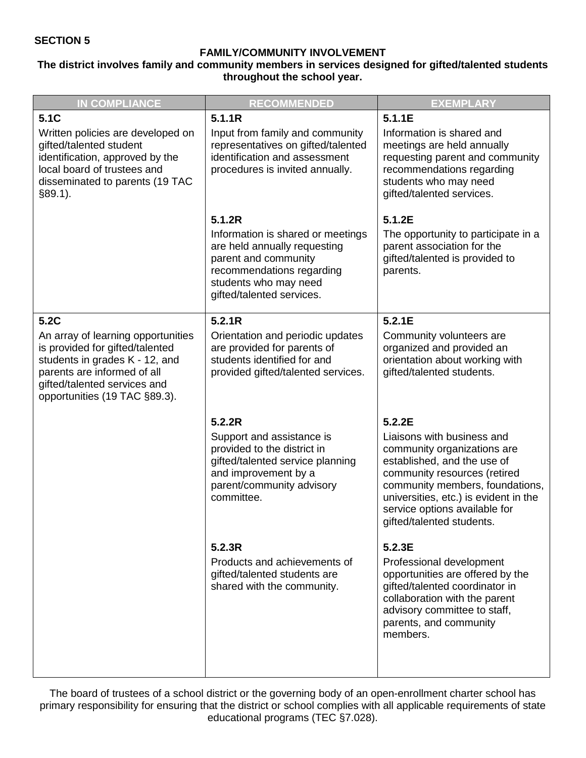**SECTION 5**

## FAMILY/COMMUNITY INVOLVEMENT

**The district involves family and community members in services designed for gifted/talented students throughout the school year.**

| IN COMPLIANCE | RECOMMENDED | EXEMPLARY |
|---|---|---|
| **5.1C**<br>Written policies are developed on gifted/talented student identification, approved by the local board of trustees and disseminated to parents (19 TAC §89.1). | **5.1.1R**<br>Input from family and community representatives on gifted/talented identification and assessment procedures is invited annually. | **5.1.1E**<br>Information is shared and meetings are held annually requesting parent and community recommendations regarding students who may need gifted/talented services. |
| | **5.1.2R**<br>Information is shared or meetings are held annually requesting parent and community recommendations regarding students who may need gifted/talented services. | **5.1.2E**<br>The opportunity to participate in a parent association for the gifted/talented is provided to parents. |
| **5.2C**<br>An array of learning opportunities is provided for gifted/talented students in grades K - 12, and parents are informed of all gifted/talented services and opportunities (19 TAC §89.3). | **5.2.1R**<br>Orientation and periodic updates are provided for parents of students identified for and provided gifted/talented services. | **5.2.1E**<br>Community volunteers are organized and provided an orientation about working with gifted/talented students. |
| | **5.2.2R**<br>Support and assistance is provided to the district in gifted/talented service planning and improvement by a parent/community advisory committee. | **5.2.2E**<br>Liaisons with business and community organizations are established, and the use of community resources (retired community members, foundations, universities, etc.) is evident in the service options available for gifted/talented students. |
| | **5.2.3R**<br>Products and achievements of gifted/talented students are shared with the community. | **5.2.3E**<br>Professional development opportunities are offered by the gifted/talented coordinator in collaboration with the parent advisory committee to staff, parents, and community members. |

The board of trustees of a school district or the governing body of an open-enrollment charter school has primary responsibility for ensuring that the district or school complies with all applicable requirements of state educational programs (TEC §7.028).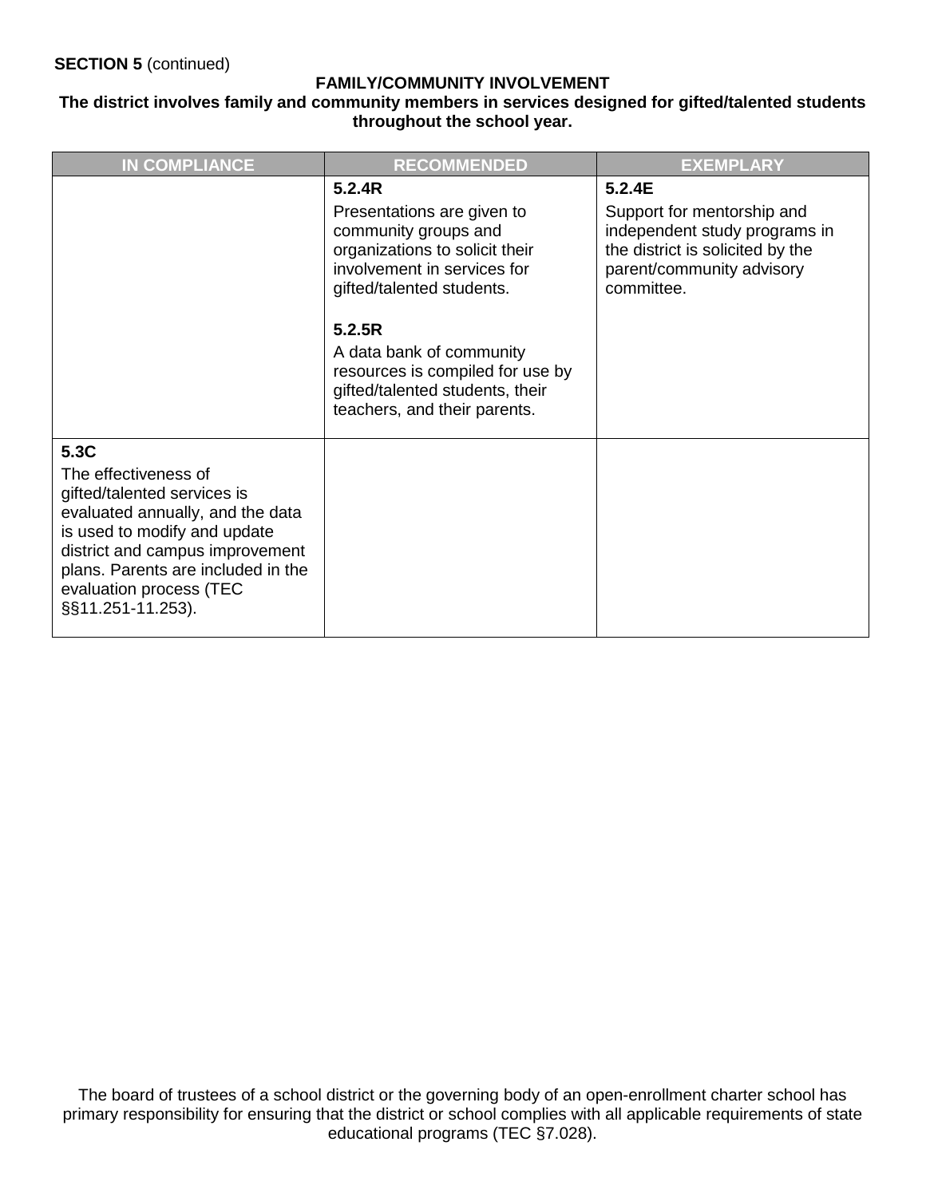**SECTION 5** (continued)

**FAMILY/COMMUNITY INVOLVEMENT**

**The district involves family and community members in services designed for gifted/talented students throughout the school year.**

| IN COMPLIANCE | RECOMMENDED | EXEMPLARY |
|---|---|---|
| | **5.2.4R**<br>Presentations are given to community groups and organizations to solicit their involvement in services for gifted/talented students.<br><br>**5.2.5R**<br>A data bank of community resources is compiled for use by gifted/talented students, their teachers, and their parents. | **5.2.4E**<br>Support for mentorship and independent study programs in the district is solicited by the parent/community advisory committee. |
| **5.3C**<br>The effectiveness of gifted/talented services is evaluated annually, and the data is used to modify and update district and campus improvement plans. Parents are included in the evaluation process (TEC §§11.251-11.253). | | |

The board of trustees of a school district or the governing body of an open-enrollment charter school has primary responsibility for ensuring that the district or school complies with all applicable requirements of state educational programs (TEC §7.028).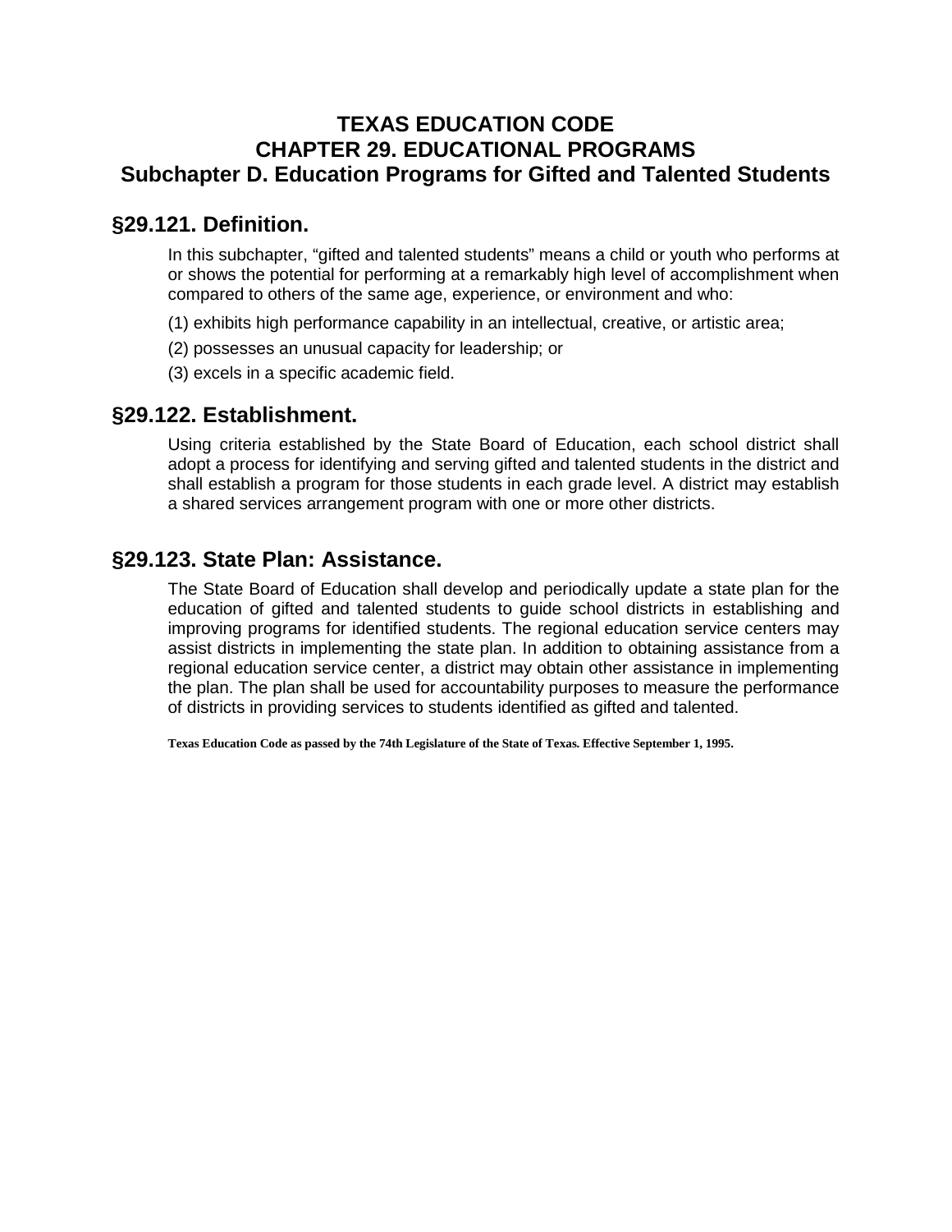# TEXAS EDUCATION CODE
# CHAPTER 29. EDUCATIONAL PROGRAMS
# Subchapter D. Education Programs for Gifted and Talented Students

## §29.121. Definition.

In this subchapter, "gifted and talented students" means a child or youth who performs at or shows the potential for performing at a remarkably high level of accomplishment when compared to others of the same age, experience, or environment and who:

(1) exhibits high performance capability in an intellectual, creative, or artistic area;

(2) possesses an unusual capacity for leadership; or

(3) excels in a specific academic field.

## §29.122. Establishment.

Using criteria established by the State Board of Education, each school district shall adopt a process for identifying and serving gifted and talented students in the district and shall establish a program for those students in each grade level. A district may establish a shared services arrangement program with one or more other districts.

## §29.123. State Plan: Assistance.

The State Board of Education shall develop and periodically update a state plan for the education of gifted and talented students to guide school districts in establishing and improving programs for identified students. The regional education service centers may assist districts in implementing the state plan. In addition to obtaining assistance from a regional education service center, a district may obtain other assistance in implementing the plan. The plan shall be used for accountability purposes to measure the performance of districts in providing services to students identified as gifted and talented.

**Texas Education Code as passed by the 74th Legislature of the State of Texas. Effective September 1, 1995.**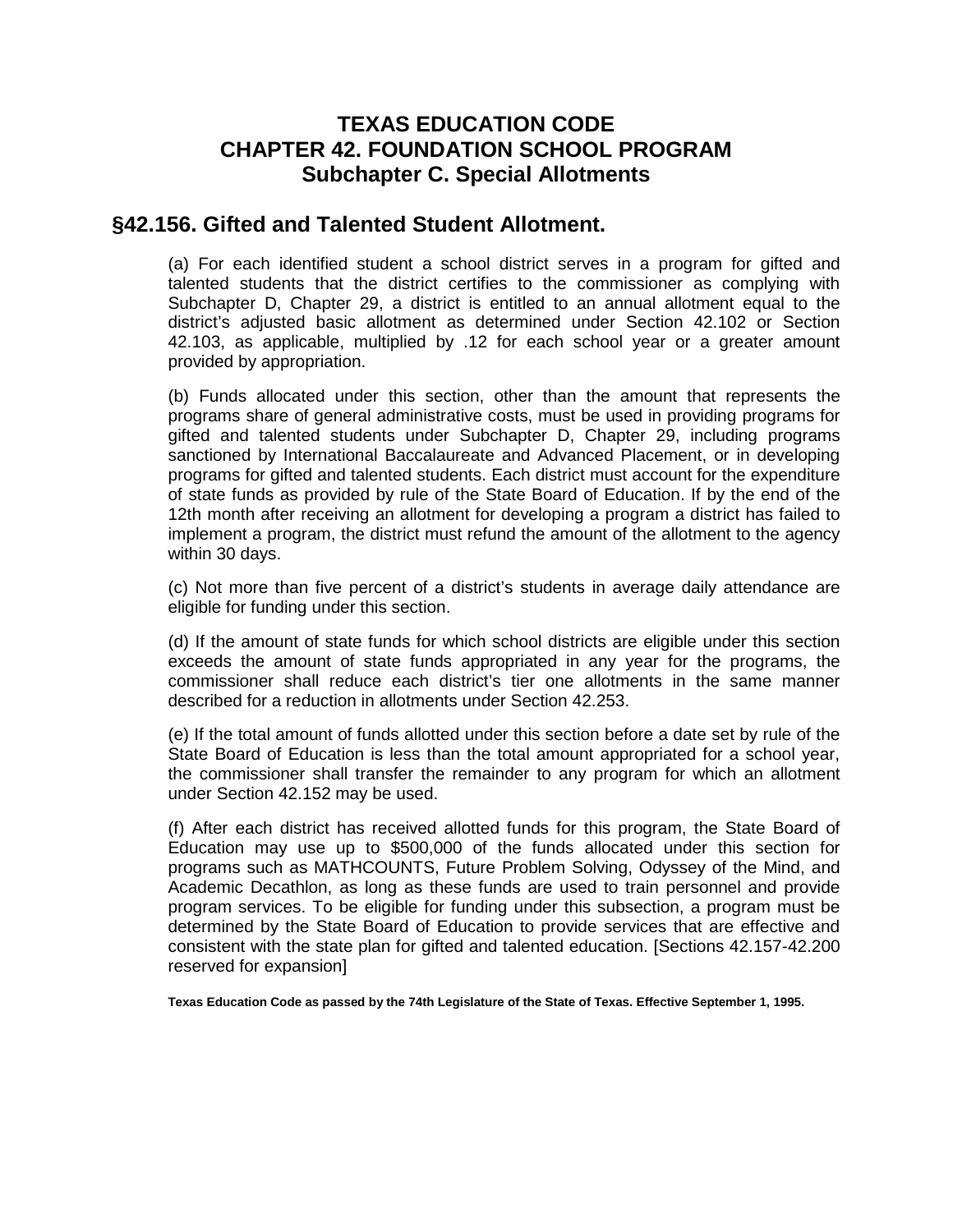# TEXAS EDUCATION CODE
# CHAPTER 42. FOUNDATION SCHOOL PROGRAM
## Subchapter C. Special Allotments

## §42.156. Gifted and Talented Student Allotment.

(a) For each identified student a school district serves in a program for gifted and talented students that the district certifies to the commissioner as complying with Subchapter D, Chapter 29, a district is entitled to an annual allotment equal to the district's adjusted basic allotment as determined under Section 42.102 or Section 42.103, as applicable, multiplied by .12 for each school year or a greater amount provided by appropriation.

(b) Funds allocated under this section, other than the amount that represents the programs share of general administrative costs, must be used in providing programs for gifted and talented students under Subchapter D, Chapter 29, including programs sanctioned by International Baccalaureate and Advanced Placement, or in developing programs for gifted and talented students. Each district must account for the expenditure of state funds as provided by rule of the State Board of Education. If by the end of the 12th month after receiving an allotment for developing a program a district has failed to implement a program, the district must refund the amount of the allotment to the agency within 30 days.

(c) Not more than five percent of a district's students in average daily attendance are eligible for funding under this section.

(d) If the amount of state funds for which school districts are eligible under this section exceeds the amount of state funds appropriated in any year for the programs, the commissioner shall reduce each district's tier one allotments in the same manner described for a reduction in allotments under Section 42.253.

(e) If the total amount of funds allotted under this section before a date set by rule of the State Board of Education is less than the total amount appropriated for a school year, the commissioner shall transfer the remainder to any program for which an allotment under Section 42.152 may be used.

(f) After each district has received allotted funds for this program, the State Board of Education may use up to $500,000 of the funds allocated under this section for programs such as MATHCOUNTS, Future Problem Solving, Odyssey of the Mind, and Academic Decathlon, as long as these funds are used to train personnel and provide program services. To be eligible for funding under this subsection, a program must be determined by the State Board of Education to provide services that are effective and consistent with the state plan for gifted and talented education. [Sections 42.157-42.200 reserved for expansion]

**Texas Education Code as passed by the 74th Legislature of the State of Texas. Effective September 1, 1995.**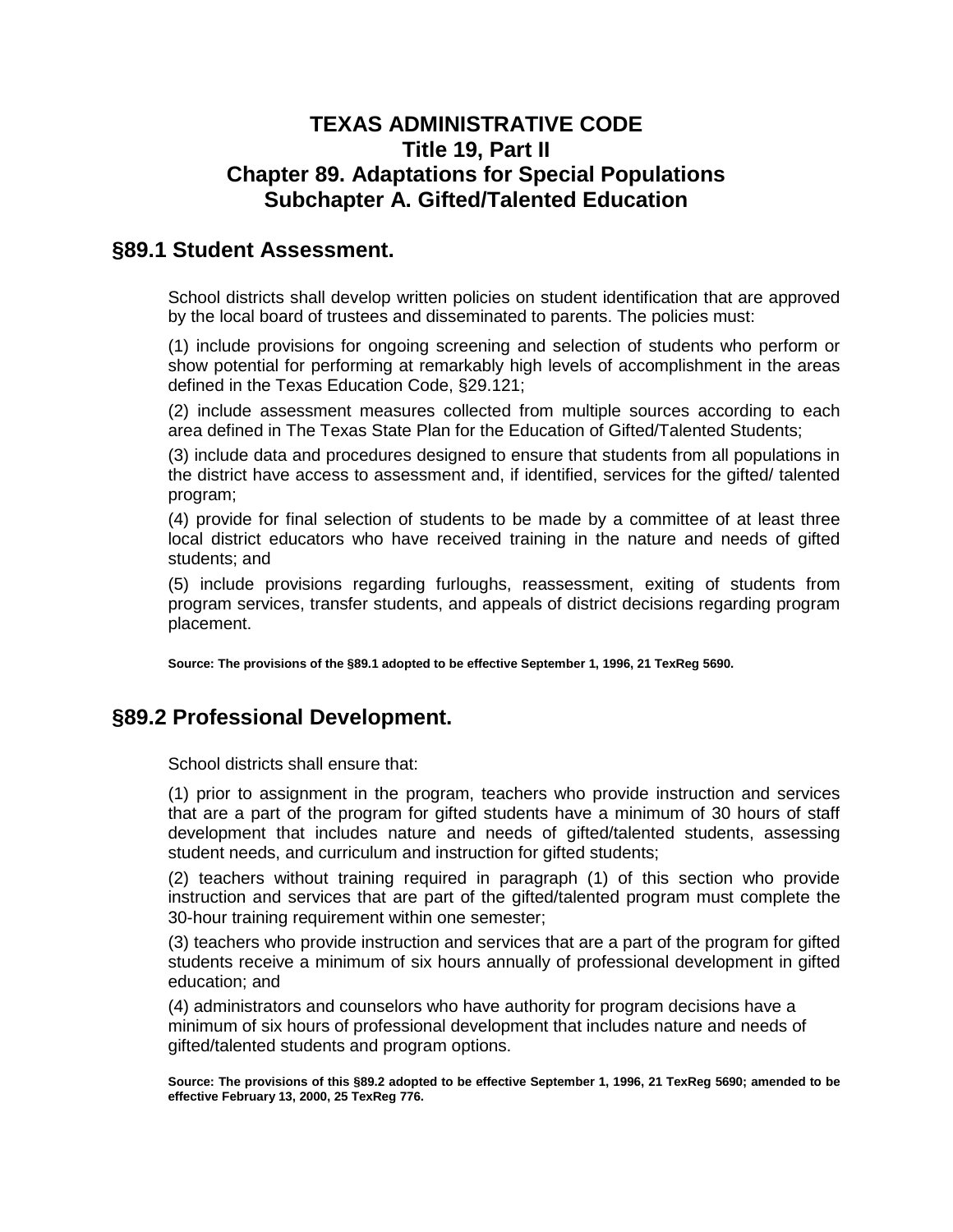# TEXAS ADMINISTRATIVE CODE
# Title 19, Part II
# Chapter 89. Adaptations for Special Populations
# Subchapter A. Gifted/Talented Education

## §89.1 Student Assessment.

School districts shall develop written policies on student identification that are approved by the local board of trustees and disseminated to parents. The policies must:

(1) include provisions for ongoing screening and selection of students who perform or show potential for performing at remarkably high levels of accomplishment in the areas defined in the Texas Education Code, §29.121;

(2) include assessment measures collected from multiple sources according to each area defined in The Texas State Plan for the Education of Gifted/Talented Students;

(3) include data and procedures designed to ensure that students from all populations in the district have access to assessment and, if identified, services for the gifted/ talented program;

(4) provide for final selection of students to be made by a committee of at least three local district educators who have received training in the nature and needs of gifted students; and

(5) include provisions regarding furloughs, reassessment, exiting of students from program services, transfer students, and appeals of district decisions regarding program placement.

**Source: The provisions of the §89.1 adopted to be effective September 1, 1996, 21 TexReg 5690.**

## §89.2 Professional Development.

School districts shall ensure that:

(1) prior to assignment in the program, teachers who provide instruction and services that are a part of the program for gifted students have a minimum of 30 hours of staff development that includes nature and needs of gifted/talented students, assessing student needs, and curriculum and instruction for gifted students;

(2) teachers without training required in paragraph (1) of this section who provide instruction and services that are part of the gifted/talented program must complete the 30-hour training requirement within one semester;

(3) teachers who provide instruction and services that are a part of the program for gifted students receive a minimum of six hours annually of professional development in gifted education; and

(4) administrators and counselors who have authority for program decisions have a minimum of six hours of professional development that includes nature and needs of gifted/talented students and program options.

**Source: The provisions of this §89.2 adopted to be effective September 1, 1996, 21 TexReg 5690; amended to be effective February 13, 2000, 25 TexReg 776.**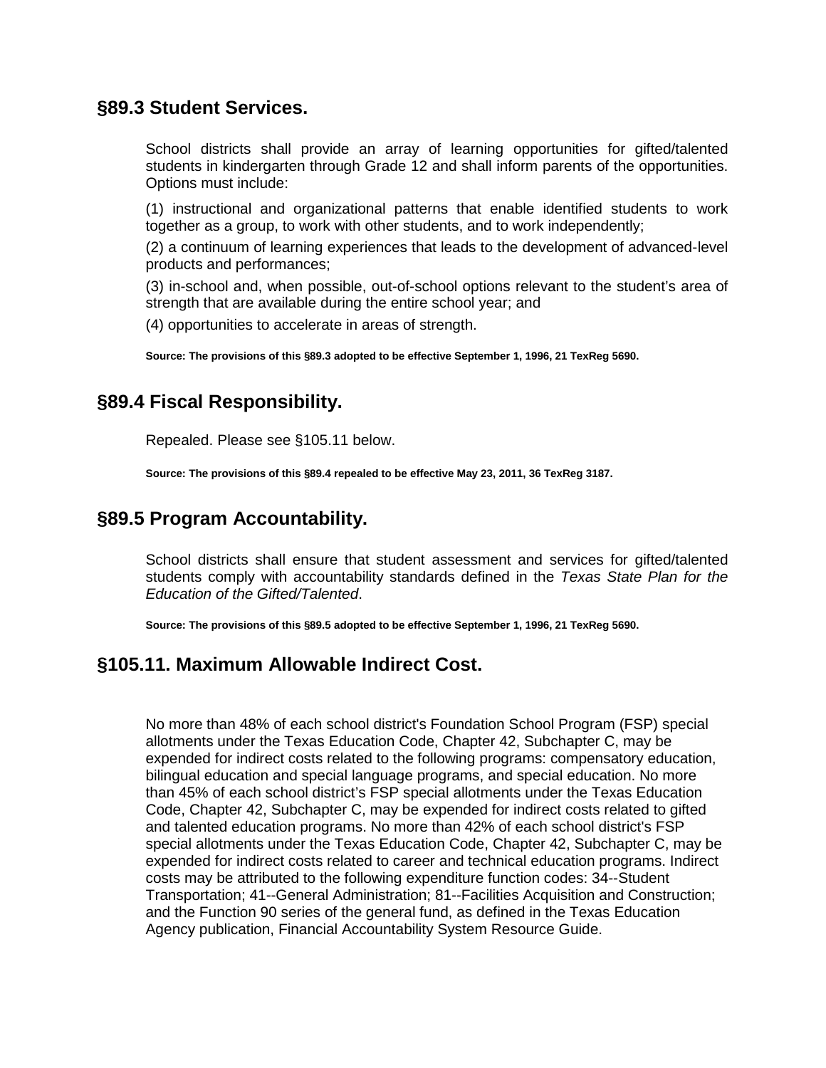## §89.3 Student Services.

School districts shall provide an array of learning opportunities for gifted/talented students in kindergarten through Grade 12 and shall inform parents of the opportunities. Options must include:

(1) instructional and organizational patterns that enable identified students to work together as a group, to work with other students, and to work independently;

(2) a continuum of learning experiences that leads to the development of advanced-level products and performances;

(3) in-school and, when possible, out-of-school options relevant to the student's area of strength that are available during the entire school year; and

(4) opportunities to accelerate in areas of strength.

**Source: The provisions of this §89.3 adopted to be effective September 1, 1996, 21 TexReg 5690.**

## §89.4 Fiscal Responsibility.

Repealed. Please see §105.11 below.

**Source: The provisions of this §89.4 repealed to be effective May 23, 2011, 36 TexReg 3187.**

## §89.5 Program Accountability.

School districts shall ensure that student assessment and services for gifted/talented students comply with accountability standards defined in the *Texas State Plan for the Education of the Gifted/Talented*.

**Source: The provisions of this §89.5 adopted to be effective September 1, 1996, 21 TexReg 5690.**

## §105.11. Maximum Allowable Indirect Cost.

No more than 48% of each school district's Foundation School Program (FSP) special allotments under the Texas Education Code, Chapter 42, Subchapter C, may be expended for indirect costs related to the following programs: compensatory education, bilingual education and special language programs, and special education. No more than 45% of each school district's FSP special allotments under the Texas Education Code, Chapter 42, Subchapter C, may be expended for indirect costs related to gifted and talented education programs. No more than 42% of each school district's FSP special allotments under the Texas Education Code, Chapter 42, Subchapter C, may be expended for indirect costs related to career and technical education programs. Indirect costs may be attributed to the following expenditure function codes: 34--Student Transportation; 41--General Administration; 81--Facilities Acquisition and Construction; and the Function 90 series of the general fund, as defined in the Texas Education Agency publication, Financial Accountability System Resource Guide.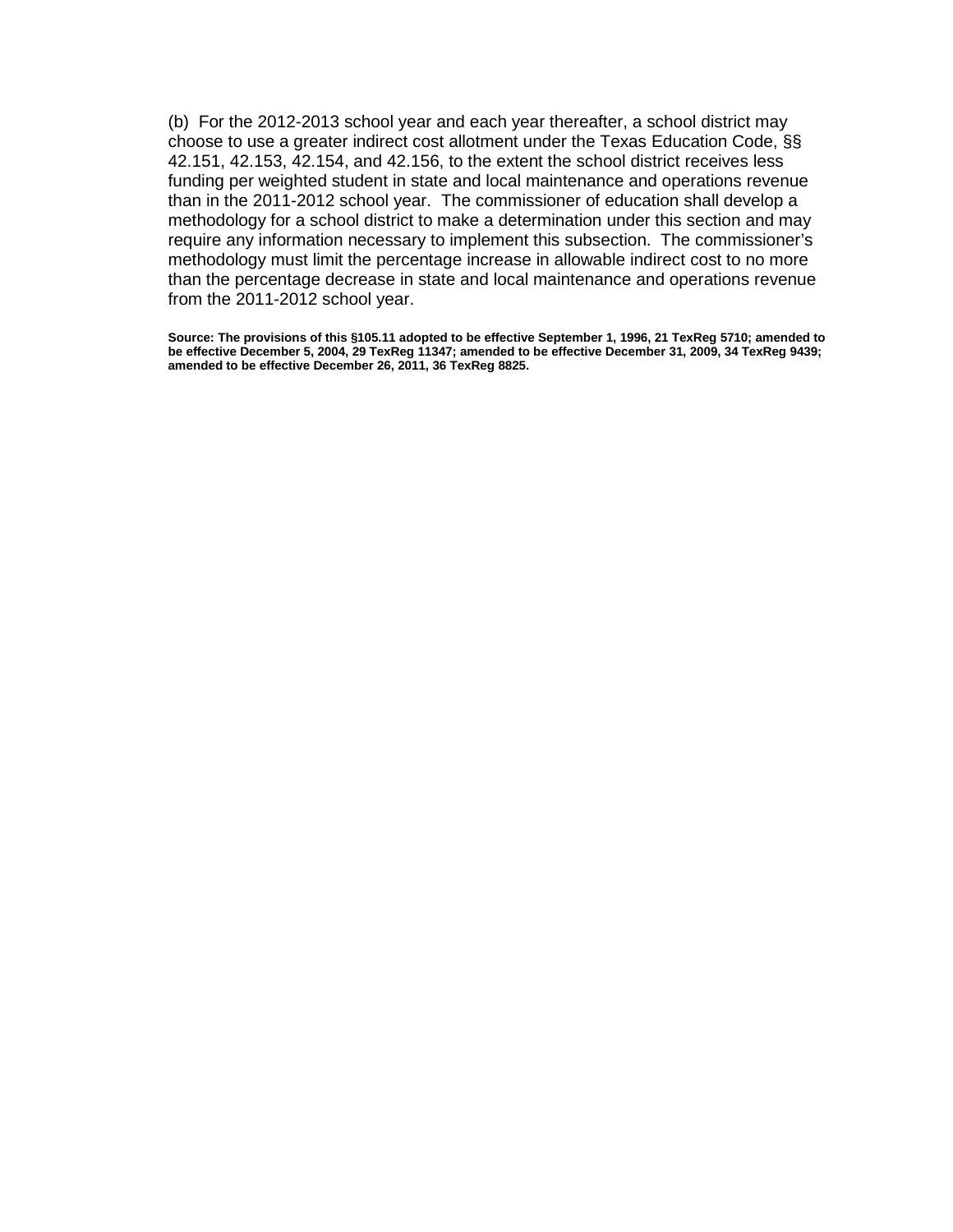(b) For the 2012-2013 school year and each year thereafter, a school district may choose to use a greater indirect cost allotment under the Texas Education Code, §§ 42.151, 42.153, 42.154, and 42.156, to the extent the school district receives less funding per weighted student in state and local maintenance and operations revenue than in the 2011-2012 school year. The commissioner of education shall develop a methodology for a school district to make a determination under this section and may require any information necessary to implement this subsection. The commissioner's methodology must limit the percentage increase in allowable indirect cost to no more than the percentage decrease in state and local maintenance and operations revenue from the 2011-2012 school year.

**Source: The provisions of this §105.11 adopted to be effective September 1, 1996, 21 TexReg 5710; amended to be effective December 5, 2004, 29 TexReg 11347; amended to be effective December 31, 2009, 34 TexReg 9439; amended to be effective December 26, 2011, 36 TexReg 8825.**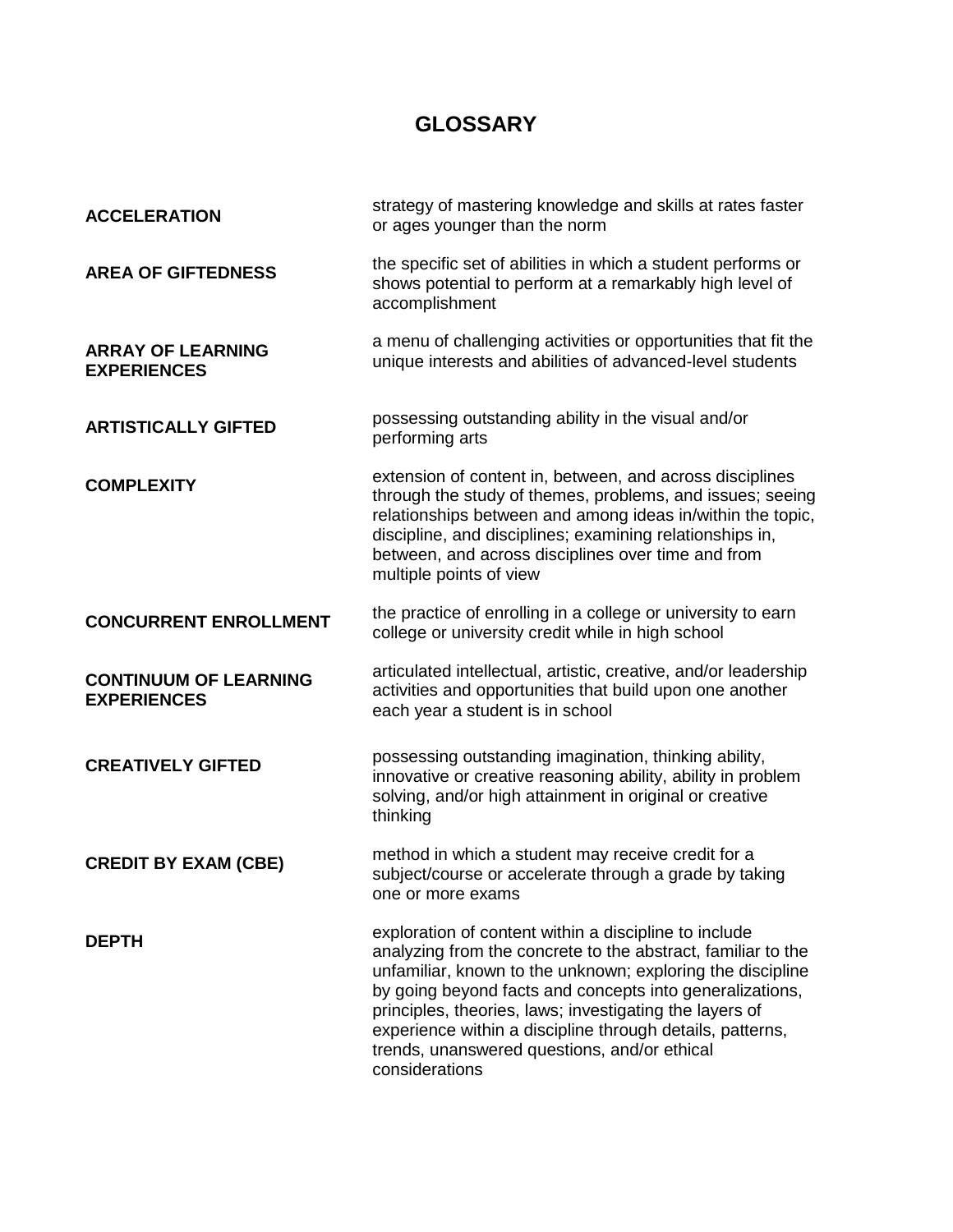# GLOSSARY

**ACCELERATION**
strategy of mastering knowledge and skills at rates faster or ages younger than the norm

**AREA OF GIFTEDNESS**
the specific set of abilities in which a student performs or shows potential to perform at a remarkably high level of accomplishment

**ARRAY OF LEARNING EXPERIENCES**
a menu of challenging activities or opportunities that fit the unique interests and abilities of advanced-level students

**ARTISTICALLY GIFTED**
possessing outstanding ability in the visual and/or performing arts

**COMPLEXITY**
extension of content in, between, and across disciplines through the study of themes, problems, and issues; seeing relationships between and among ideas in/within the topic, discipline, and disciplines; examining relationships in, between, and across disciplines over time and from multiple points of view

**CONCURRENT ENROLLMENT**
the practice of enrolling in a college or university to earn college or university credit while in high school

**CONTINUUM OF LEARNING EXPERIENCES**
articulated intellectual, artistic, creative, and/or leadership activities and opportunities that build upon one another each year a student is in school

**CREATIVELY GIFTED**
possessing outstanding imagination, thinking ability, innovative or creative reasoning ability, ability in problem solving, and/or high attainment in original or creative thinking

**CREDIT BY EXAM (CBE)**
method in which a student may receive credit for a subject/course or accelerate through a grade by taking one or more exams

**DEPTH**
exploration of content within a discipline to include analyzing from the concrete to the abstract, familiar to the unfamiliar, known to the unknown; exploring the discipline by going beyond facts and concepts into generalizations, principles, theories, laws; investigating the layers of experience within a discipline through details, patterns, trends, unanswered questions, and/or ethical considerations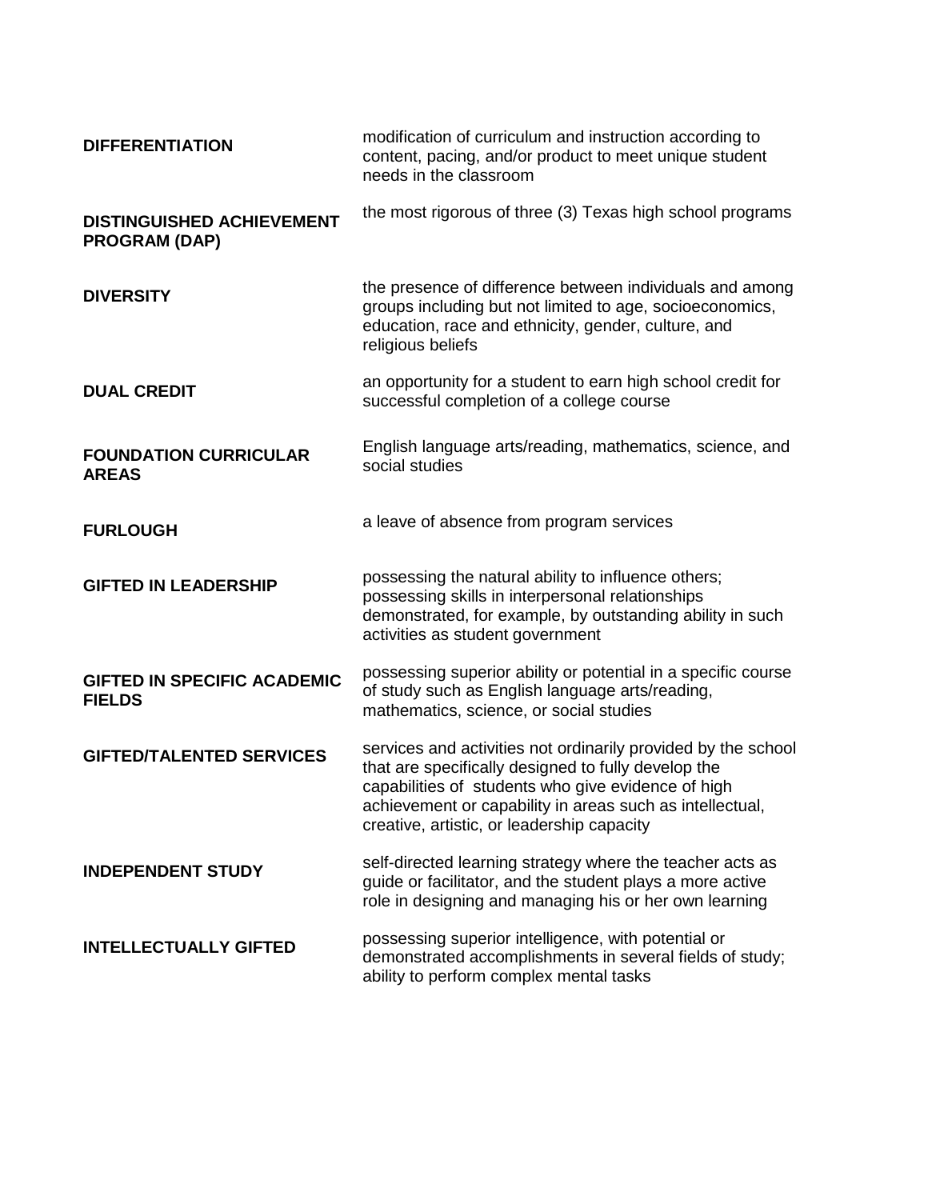| | |
|---|---|
| **DIFFERENTIATION** | modification of curriculum and instruction according to content, pacing, and/or product to meet unique student needs in the classroom |
| **DISTINGUISHED ACHIEVEMENT PROGRAM (DAP)** | the most rigorous of three (3) Texas high school programs |
| **DIVERSITY** | the presence of difference between individuals and among groups including but not limited to age, socioeconomics, education, race and ethnicity, gender, culture, and religious beliefs |
| **DUAL CREDIT** | an opportunity for a student to earn high school credit for successful completion of a college course |
| **FOUNDATION CURRICULAR AREAS** | English language arts/reading, mathematics, science, and social studies |
| **FURLOUGH** | a leave of absence from program services |
| **GIFTED IN LEADERSHIP** | possessing the natural ability to influence others; possessing skills in interpersonal relationships demonstrated, for example, by outstanding ability in such activities as student government |
| **GIFTED IN SPECIFIC ACADEMIC FIELDS** | possessing superior ability or potential in a specific course of study such as English language arts/reading, mathematics, science, or social studies |
| **GIFTED/TALENTED SERVICES** | services and activities not ordinarily provided by the school that are specifically designed to fully develop the capabilities of students who give evidence of high achievement or capability in areas such as intellectual, creative, artistic, or leadership capacity |
| **INDEPENDENT STUDY** | self-directed learning strategy where the teacher acts as guide or facilitator, and the student plays a more active role in designing and managing his or her own learning |
| **INTELLECTUALLY GIFTED** | possessing superior intelligence, with potential or demonstrated accomplishments in several fields of study; ability to perform complex mental tasks |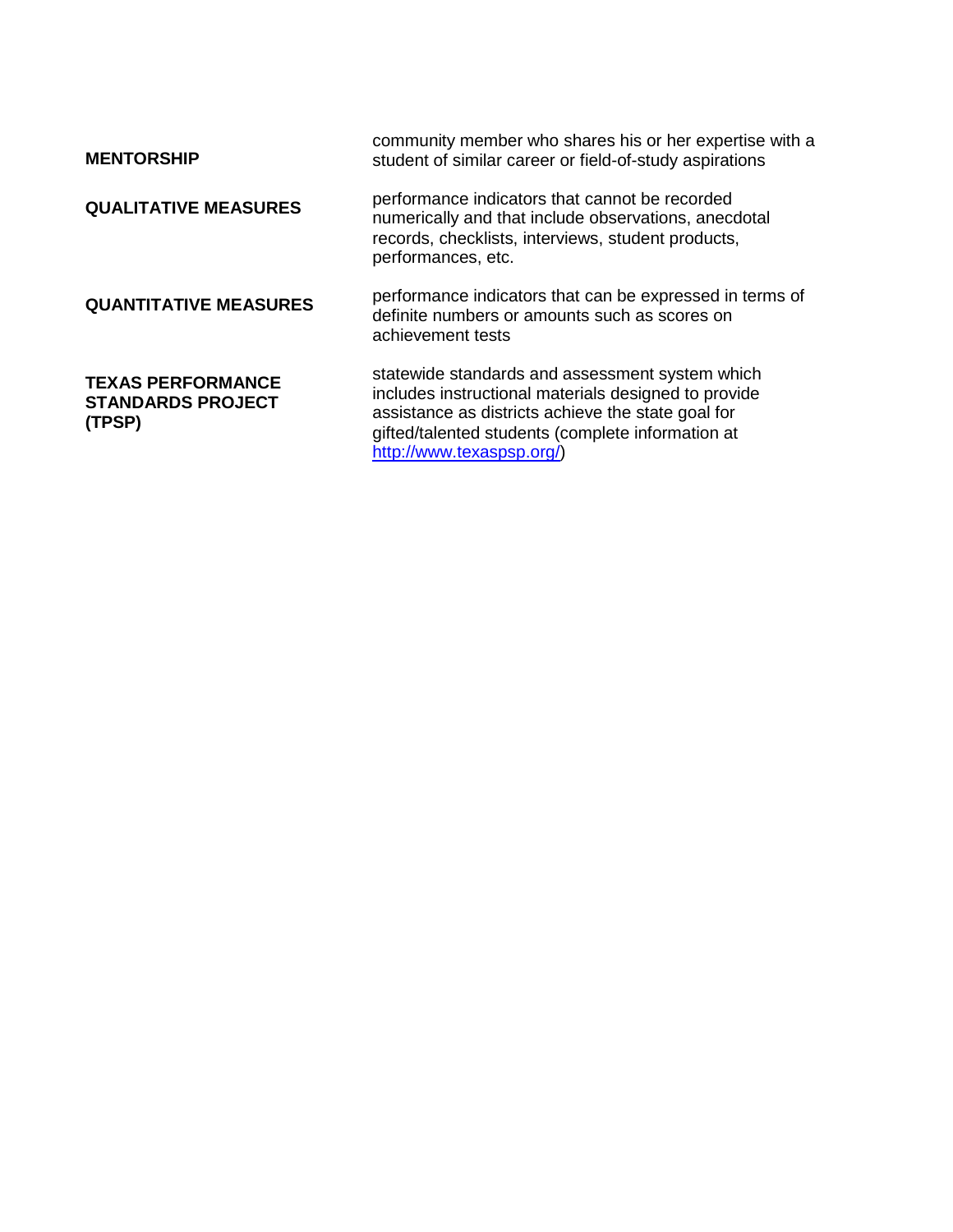| | |
|---|---|
| **MENTORSHIP** | community member who shares his or her expertise with a student of similar career or field-of-study aspirations |
| **QUALITATIVE MEASURES** | performance indicators that cannot be recorded numerically and that include observations, anecdotal records, checklists, interviews, student products, performances, etc. |
| **QUANTITATIVE MEASURES** | performance indicators that can be expressed in terms of definite numbers or amounts such as scores on achievement tests |
| **TEXAS PERFORMANCE STANDARDS PROJECT (TPSP)** | statewide standards and assessment system which includes instructional materials designed to provide assistance as districts achieve the state goal for gifted/talented students (complete information at [http://www.texaspsp.org/](http://www.texaspsp.org/)) |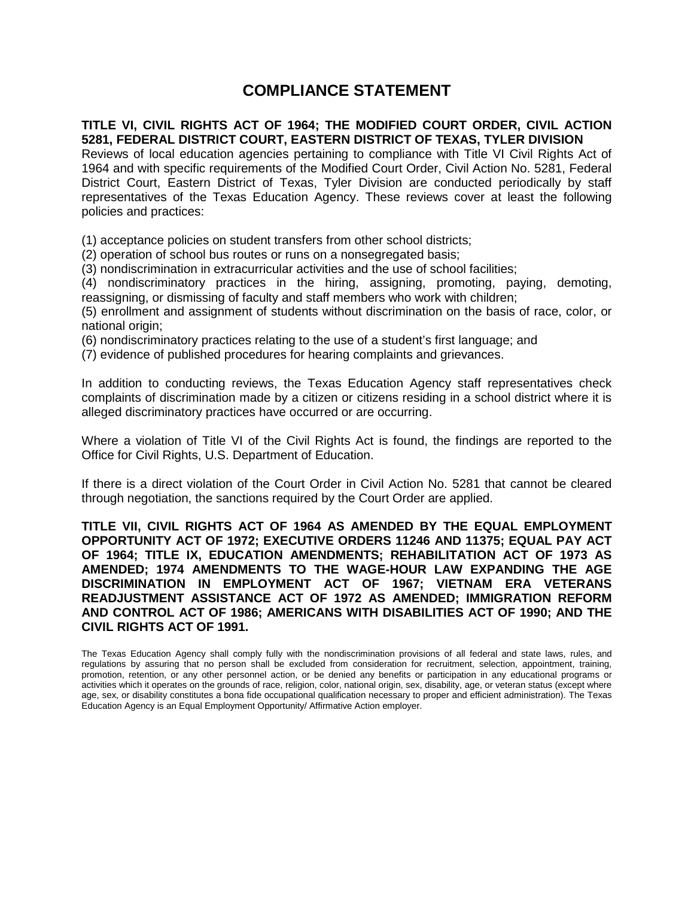# COMPLIANCE STATEMENT

**TITLE VI, CIVIL RIGHTS ACT OF 1964; THE MODIFIED COURT ORDER, CIVIL ACTION 5281, FEDERAL DISTRICT COURT, EASTERN DISTRICT OF TEXAS, TYLER DIVISION**

Reviews of local education agencies pertaining to compliance with Title VI Civil Rights Act of 1964 and with specific requirements of the Modified Court Order, Civil Action No. 5281, Federal District Court, Eastern District of Texas, Tyler Division are conducted periodically by staff representatives of the Texas Education Agency. These reviews cover at least the following policies and practices:

(1) acceptance policies on student transfers from other school districts;
(2) operation of school bus routes or runs on a nonsegregated basis;
(3) nondiscrimination in extracurricular activities and the use of school facilities;
(4) nondiscriminatory practices in the hiring, assigning, promoting, paying, demoting, reassigning, or dismissing of faculty and staff members who work with children;
(5) enrollment and assignment of students without discrimination on the basis of race, color, or national origin;
(6) nondiscriminatory practices relating to the use of a student's first language; and
(7) evidence of published procedures for hearing complaints and grievances.

In addition to conducting reviews, the Texas Education Agency staff representatives check complaints of discrimination made by a citizen or citizens residing in a school district where it is alleged discriminatory practices have occurred or are occurring.

Where a violation of Title VI of the Civil Rights Act is found, the findings are reported to the Office for Civil Rights, U.S. Department of Education.

If there is a direct violation of the Court Order in Civil Action No. 5281 that cannot be cleared through negotiation, the sanctions required by the Court Order are applied.

**TITLE VII, CIVIL RIGHTS ACT OF 1964 AS AMENDED BY THE EQUAL EMPLOYMENT OPPORTUNITY ACT OF 1972; EXECUTIVE ORDERS 11246 AND 11375; EQUAL PAY ACT OF 1964; TITLE IX, EDUCATION AMENDMENTS; REHABILITATION ACT OF 1973 AS AMENDED; 1974 AMENDMENTS TO THE WAGE-HOUR LAW EXPANDING THE AGE DISCRIMINATION IN EMPLOYMENT ACT OF 1967; VIETNAM ERA VETERANS READJUSTMENT ASSISTANCE ACT OF 1972 AS AMENDED; IMMIGRATION REFORM AND CONTROL ACT OF 1986; AMERICANS WITH DISABILITIES ACT OF 1990; AND THE CIVIL RIGHTS ACT OF 1991.**

The Texas Education Agency shall comply fully with the nondiscrimination provisions of all federal and state laws, rules, and regulations by assuring that no person shall be excluded from consideration for recruitment, selection, appointment, training, promotion, retention, or any other personnel action, or be denied any benefits or participation in any educational programs or activities which it operates on the grounds of race, religion, color, national origin, sex, disability, age, or veteran status (except where age, sex, or disability constitutes a bona fide occupational qualification necessary to proper and efficient administration). The Texas Education Agency is an Equal Employment Opportunity/ Affirmative Action employer.